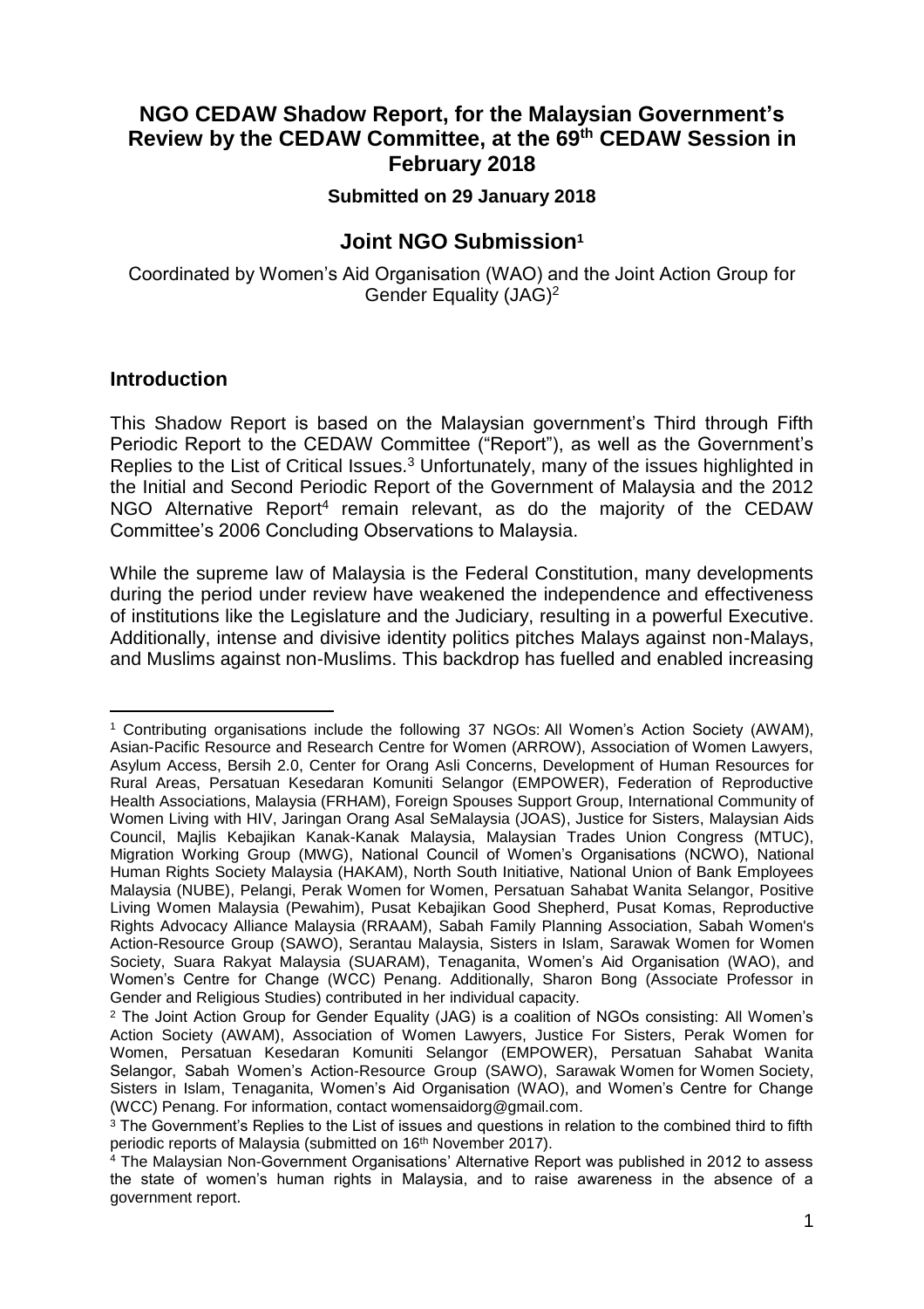# NGO CEDAW Shadow Report, for the Malaysian Government's Review by the CEDAW Committee, at the 69th CEDAW Session in February 2018

**Submitted on 29 January 2018**

## Joint NGO Submission[1]

Coordinated by Women's Aid Organisation (WAO) and the Joint Action Group for Gender Equality (JAG)[2]

### Introduction

This Shadow Report is based on the Malaysian government's Third through Fifth Periodic Report to the CEDAW Committee ("Report"), as well as the Government's Replies to the List of Critical Issues.[3] Unfortunately, many of the issues highlighted in the Initial and Second Periodic Report of the Government of Malaysia and the 2012 NGO Alternative Report[4] remain relevant, as do the majority of the CEDAW Committee's 2006 Concluding Observations to Malaysia.

While the supreme law of Malaysia is the Federal Constitution, many developments during the period under review have weakened the independence and effectiveness of institutions like the Legislature and the Judiciary, resulting in a powerful Executive. Additionally, intense and divisive identity politics pitches Malays against non-Malays, and Muslims against non-Muslims. This backdrop has fuelled and enabled increasing

---

[1] Contributing organisations include the following 37 NGOs: All Women's Action Society (AWAM), Asian-Pacific Resource and Research Centre for Women (ARROW), Association of Women Lawyers, Asylum Access, Bersih 2.0, Center for Orang Asli Concerns, Development of Human Resources for Rural Areas, Persatuan Kesedaran Komuniti Selangor (EMPOWER), Federation of Reproductive Health Associations, Malaysia (FRHAM), Foreign Spouses Support Group, International Community of Women Living with HIV, Jaringan Orang Asal SeMalaysia (JOAS), Justice for Sisters, Malaysian Aids Council, Majlis Kebajikan Kanak-Kanak Malaysia, Malaysian Trades Union Congress (MTUC), Migration Working Group (MWG), National Council of Women's Organisations (NCWO), National Human Rights Society Malaysia (HAKAM), North South Initiative, National Union of Bank Employees Malaysia (NUBE), Pelangi, Perak Women for Women, Persatuan Sahabat Wanita Selangor, Positive Living Women Malaysia (Pewahim), Pusat Kebajikan Good Shepherd, Pusat Komas, Reproductive Rights Advocacy Alliance Malaysia (RRAAM), Sabah Family Planning Association, Sabah Women's Action-Resource Group (SAWO), Serantau Malaysia, Sisters in Islam, Sarawak Women for Women Society, Suara Rakyat Malaysia (SUARAM), Tenaganita, Women's Aid Organisation (WAO), and Women's Centre for Change (WCC) Penang. Additionally, Sharon Bong (Associate Professor in Gender and Religious Studies) contributed in her individual capacity.

[2] The Joint Action Group for Gender Equality (JAG) is a coalition of NGOs consisting: All Women's Action Society (AWAM), Association of Women Lawyers, Justice For Sisters, Perak Women for Women, Persatuan Kesedaran Komuniti Selangor (EMPOWER), Persatuan Sahabat Wanita Selangor, Sabah Women's Action-Resource Group (SAWO), Sarawak Women for Women Society, Sisters in Islam, Tenaganita, Women's Aid Organisation (WAO), and Women's Centre for Change (WCC) Penang. For information, contact womensaidorg@gmail.com.

[3] The Government's Replies to the List of issues and questions in relation to the combined third to fifth periodic reports of Malaysia (submitted on 16th November 2017).

[4] The Malaysian Non-Government Organisations' Alternative Report was published in 2012 to assess the state of women's human rights in Malaysia, and to raise awareness in the absence of a government report.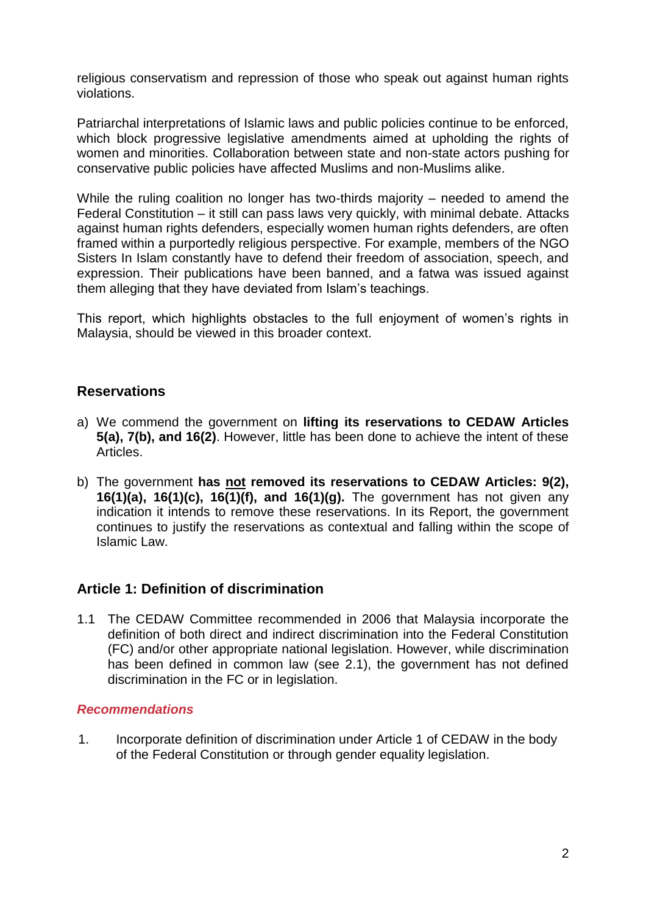religious conservatism and repression of those who speak out against human rights violations.

Patriarchal interpretations of Islamic laws and public policies continue to be enforced, which block progressive legislative amendments aimed at upholding the rights of women and minorities. Collaboration between state and non-state actors pushing for conservative public policies have affected Muslims and non-Muslims alike.

While the ruling coalition no longer has two-thirds majority – needed to amend the Federal Constitution – it still can pass laws very quickly, with minimal debate. Attacks against human rights defenders, especially women human rights defenders, are often framed within a purportedly religious perspective. For example, members of the NGO Sisters In Islam constantly have to defend their freedom of association, speech, and expression. Their publications have been banned, and a fatwa was issued against them alleging that they have deviated from Islam's teachings.

This report, which highlights obstacles to the full enjoyment of women's rights in Malaysia, should be viewed in this broader context.

## Reservations

a) We commend the government on **lifting its reservations to CEDAW Articles 5(a), 7(b), and 16(2)**. However, little has been done to achieve the intent of these Articles.

b) The government **has <u>not</u> removed its reservations to CEDAW Articles: 9(2), 16(1)(a), 16(1)(c), 16(1)(f), and 16(1)(g).** The government has not given any indication it intends to remove these reservations. In its Report, the government continues to justify the reservations as contextual and falling within the scope of Islamic Law.

## Article 1: Definition of discrimination

1.1 The CEDAW Committee recommended in 2006 that Malaysia incorporate the definition of both direct and indirect discrimination into the Federal Constitution (FC) and/or other appropriate national legislation. However, while discrimination has been defined in common law (see 2.1), the government has not defined discrimination in the FC or in legislation.

### *Recommendations*

1. Incorporate definition of discrimination under Article 1 of CEDAW in the body of the Federal Constitution or through gender equality legislation.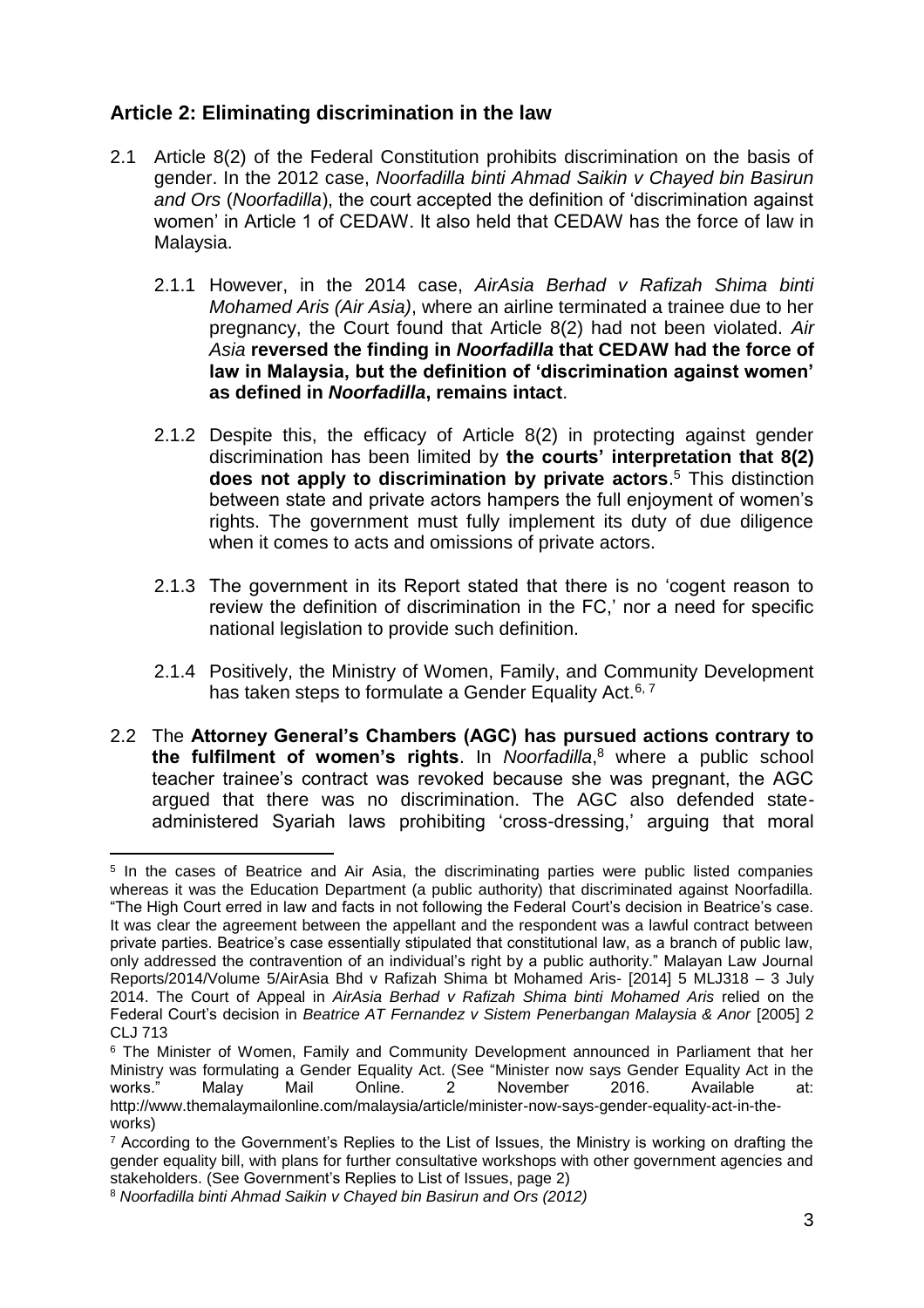## Article 2: Eliminating discrimination in the law

2.1 Article 8(2) of the Federal Constitution prohibits discrimination on the basis of gender. In the 2012 case, *Noorfadilla binti Ahmad Saikin v Chayed bin Basirun and Ors* (*Noorfadilla*), the court accepted the definition of 'discrimination against women' in Article 1 of CEDAW. It also held that CEDAW has the force of law in Malaysia.

2.1.1 However, in the 2014 case, *AirAsia Berhad v Rafizah Shima binti Mohamed Aris (Air Asia)*, where an airline terminated a trainee due to her pregnancy, the Court found that Article 8(2) had not been violated. ***Air Asia*** **reversed the finding in** ***Noorfadilla*** **that CEDAW had the force of law in Malaysia, but the definition of 'discrimination against women' as defined in** ***Noorfadilla*****, remains intact**.

2.1.2 Despite this, the efficacy of Article 8(2) in protecting against gender discrimination has been limited by **the courts' interpretation that 8(2) does not apply to discrimination by private actors**.[5] This distinction between state and private actors hampers the full enjoyment of women's rights. The government must fully implement its duty of due diligence when it comes to acts and omissions of private actors.

2.1.3 The government in its Report stated that there is no 'cogent reason to review the definition of discrimination in the FC,' nor a need for specific national legislation to provide such definition.

2.1.4 Positively, the Ministry of Women, Family, and Community Development has taken steps to formulate a Gender Equality Act.[6, 7]

2.2 The **Attorney General's Chambers (AGC) has pursued actions contrary to the fulfilment of women's rights**. In *Noorfadilla*,[8] where a public school teacher trainee's contract was revoked because she was pregnant, the AGC argued that there was no discrimination. The AGC also defended state-administered Syariah laws prohibiting 'cross-dressing,' arguing that moral

---

[5] In the cases of Beatrice and Air Asia, the discriminating parties were public listed companies whereas it was the Education Department (a public authority) that discriminated against Noorfadilla. "The High Court erred in law and facts in not following the Federal Court's decision in Beatrice's case. It was clear the agreement between the appellant and the respondent was a lawful contract between private parties. Beatrice's case essentially stipulated that constitutional law, as a branch of public law, only addressed the contravention of an individual's right by a public authority." Malayan Law Journal Reports/2014/Volume 5/AirAsia Bhd v Rafizah Shima bt Mohamed Aris- [2014] 5 MLJ318 – 3 July 2014. The Court of Appeal in *AirAsia Berhad v Rafizah Shima binti Mohamed Aris* relied on the Federal Court's decision in *Beatrice AT Fernandez v Sistem Penerbangan Malaysia & Anor* [2005] 2 CLJ 713

[6] The Minister of Women, Family and Community Development announced in Parliament that her Ministry was formulating a Gender Equality Act. (See "Minister now says Gender Equality Act in the works." Malay Mail Online. 2 November 2016. Available at: http://www.themalaymailonline.com/malaysia/article/minister-now-says-gender-equality-act-in-the-works)

[7] According to the Government's Replies to the List of Issues, the Ministry is working on drafting the gender equality bill, with plans for further consultative workshops with other government agencies and stakeholders. (See Government's Replies to List of Issues, page 2)

[8] *Noorfadilla binti Ahmad Saikin v Chayed bin Basirun and Ors (2012)*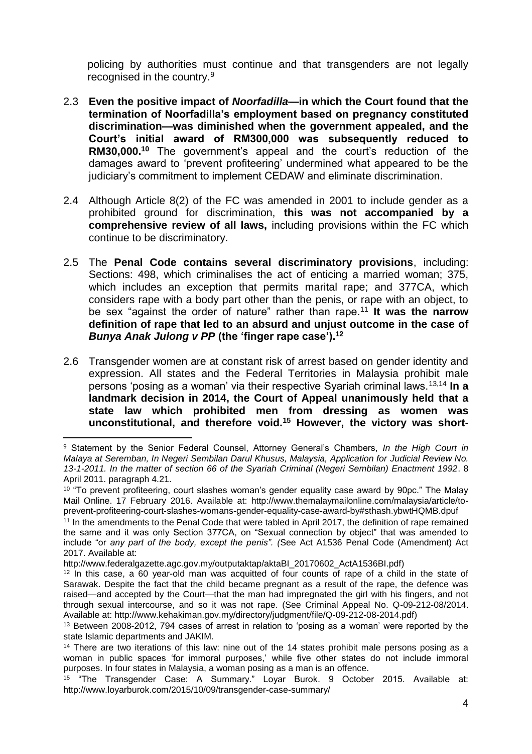policing by authorities must continue and that transgenders are not legally recognised in the country.[9]

2.3 **Even the positive impact of *Noorfadilla*—in which the Court found that the termination of Noorfadilla's employment based on pregnancy constituted discrimination—was diminished when the government appealed, and the Court's initial award of RM300,000 was subsequently reduced to RM30,000.[10]** The government's appeal and the court's reduction of the damages award to 'prevent profiteering' undermined what appeared to be the judiciary's commitment to implement CEDAW and eliminate discrimination.

2.4 Although Article 8(2) of the FC was amended in 2001 to include gender as a prohibited ground for discrimination, **this was not accompanied by a comprehensive review of all laws,** including provisions within the FC which continue to be discriminatory.

2.5 The **Penal Code contains several discriminatory provisions**, including: Sections: 498, which criminalises the act of enticing a married woman; 375, which includes an exception that permits marital rape; and 377CA, which considers rape with a body part other than the penis, or rape with an object, to be sex "against the order of nature" rather than rape.[11] **It was the narrow definition of rape that led to an absurd and unjust outcome in the case of *Bunya Anak Julong v PP* (the 'finger rape case').[12]**

2.6 Transgender women are at constant risk of arrest based on gender identity and expression. All states and the Federal Territories in Malaysia prohibit male persons 'posing as a woman' via their respective Syariah criminal laws.[13,14] **In a landmark decision in 2014, the Court of Appeal unanimously held that a state law which prohibited men from dressing as women was unconstitutional, and therefore void.[15] However, the victory was short-**

---

[9] Statement by the Senior Federal Counsel, Attorney General's Chambers, *In the High Court in Malaya at Seremban, In Negeri Sembilan Darul Khusus, Malaysia, Application for Judicial Review No. 13-1-2011. In the matter of section 66 of the Syariah Criminal (Negeri Sembilan) Enactment 1992*. 8 April 2011. paragraph 4.21.

[10] "To prevent profiteering, court slashes woman's gender equality case award by 90pc." The Malay Mail Online. 17 February 2016. Available at: http://www.themalaymailonline.com/malaysia/article/to-prevent-profiteering-court-slashes-womans-gender-equality-case-award-by#sthash.ybwtHQMB.dpuf

[11] In the amendments to the Penal Code that were tabled in April 2017, the definition of rape remained the same and it was only Section 377CA, on "Sexual connection by object" that was amended to include "or *any part of the body, except the penis". (*See Act A1536 Penal Code (Amendment) Act 2017. Available at: http://www.federalgazette.agc.gov.my/outputaktap/aktaBI_20170602_ActA1536BI.pdf)

[12] In this case, a 60 year-old man was acquitted of four counts of rape of a child in the state of Sarawak. Despite the fact that the child became pregnant as a result of the rape, the defence was raised—and accepted by the Court—that the man had impregnated the girl with his fingers, and not through sexual intercourse, and so it was not rape. (See Criminal Appeal No. Q-09-212-08/2014. Available at: http://www.kehakiman.gov.my/directory/judgment/file/Q-09-212-08-2014.pdf)

[13] Between 2008-2012, 794 cases of arrest in relation to 'posing as a woman' were reported by the state Islamic departments and JAKIM.

[14] There are two iterations of this law: nine out of the 14 states prohibit male persons posing as a woman in public spaces 'for immoral purposes,' while five other states do not include immoral purposes. In four states in Malaysia, a woman posing as a man is an offence.

[15] "The Transgender Case: A Summary." Loyar Burok. 9 October 2015. Available at: http://www.loyarburok.com/2015/10/09/transgender-case-summary/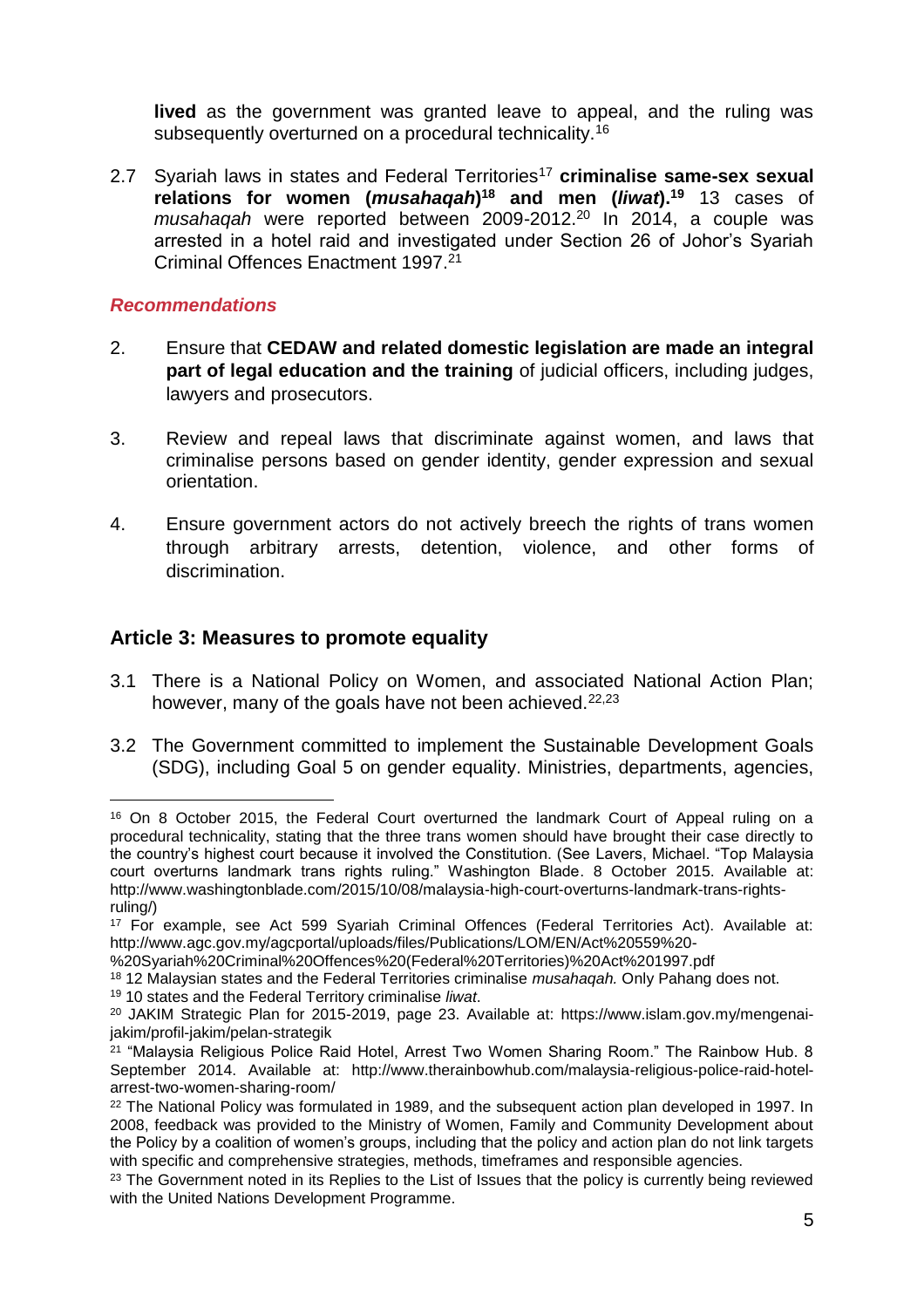**lived** as the government was granted leave to appeal, and the ruling was subsequently overturned on a procedural technicality.[16]

2.7 Syariah laws in states and Federal Territories[17] **criminalise same-sex sexual relations for women (*musahaqah*)[18] and men (*liwat*).[19]** 13 cases of *musahaqah* were reported between 2009-2012.[20] In 2014, a couple was arrested in a hotel raid and investigated under Section 26 of Johor's Syariah Criminal Offences Enactment 1997.[21]

### *Recommendations*

2. Ensure that **CEDAW and related domestic legislation are made an integral part of legal education and the training** of judicial officers, including judges, lawyers and prosecutors.

3. Review and repeal laws that discriminate against women, and laws that criminalise persons based on gender identity, gender expression and sexual orientation.

4. Ensure government actors do not actively breech the rights of trans women through arbitrary arrests, detention, violence, and other forms of discrimination.

## Article 3: Measures to promote equality

3.1 There is a National Policy on Women, and associated National Action Plan; however, many of the goals have not been achieved.[22,23]

3.2 The Government committed to implement the Sustainable Development Goals (SDG), including Goal 5 on gender equality. Ministries, departments, agencies,

---

[16] On 8 October 2015, the Federal Court overturned the landmark Court of Appeal ruling on a procedural technicality, stating that the three trans women should have brought their case directly to the country's highest court because it involved the Constitution. (See Lavers, Michael. "Top Malaysia court overturns landmark trans rights ruling." Washington Blade. 8 October 2015. Available at: http://www.washingtonblade.com/2015/10/08/malaysia-high-court-overturns-landmark-trans-rights-ruling/)

[17] For example, see Act 599 Syariah Criminal Offences (Federal Territories Act). Available at: http://www.agc.gov.my/agcportal/uploads/files/Publications/LOM/EN/Act%20559%20-%20Syariah%20Criminal%20Offences%20(Federal%20Territories)%20Act%201997.pdf

[18] 12 Malaysian states and the Federal Territories criminalise *musahaqah.* Only Pahang does not.

[19] 10 states and the Federal Territory criminalise *liwat*.

[20] JAKIM Strategic Plan for 2015-2019, page 23. Available at: https://www.islam.gov.my/mengenai-jakim/profil-jakim/pelan-strategik

[21] "Malaysia Religious Police Raid Hotel, Arrest Two Women Sharing Room." The Rainbow Hub. 8 September 2014. Available at: http://www.therainbowhub.com/malaysia-religious-police-raid-hotel-arrest-two-women-sharing-room/

[22] The National Policy was formulated in 1989, and the subsequent action plan developed in 1997. In 2008, feedback was provided to the Ministry of Women, Family and Community Development about the Policy by a coalition of women's groups, including that the policy and action plan do not link targets with specific and comprehensive strategies, methods, timeframes and responsible agencies.

[23] The Government noted in its Replies to the List of Issues that the policy is currently being reviewed with the United Nations Development Programme.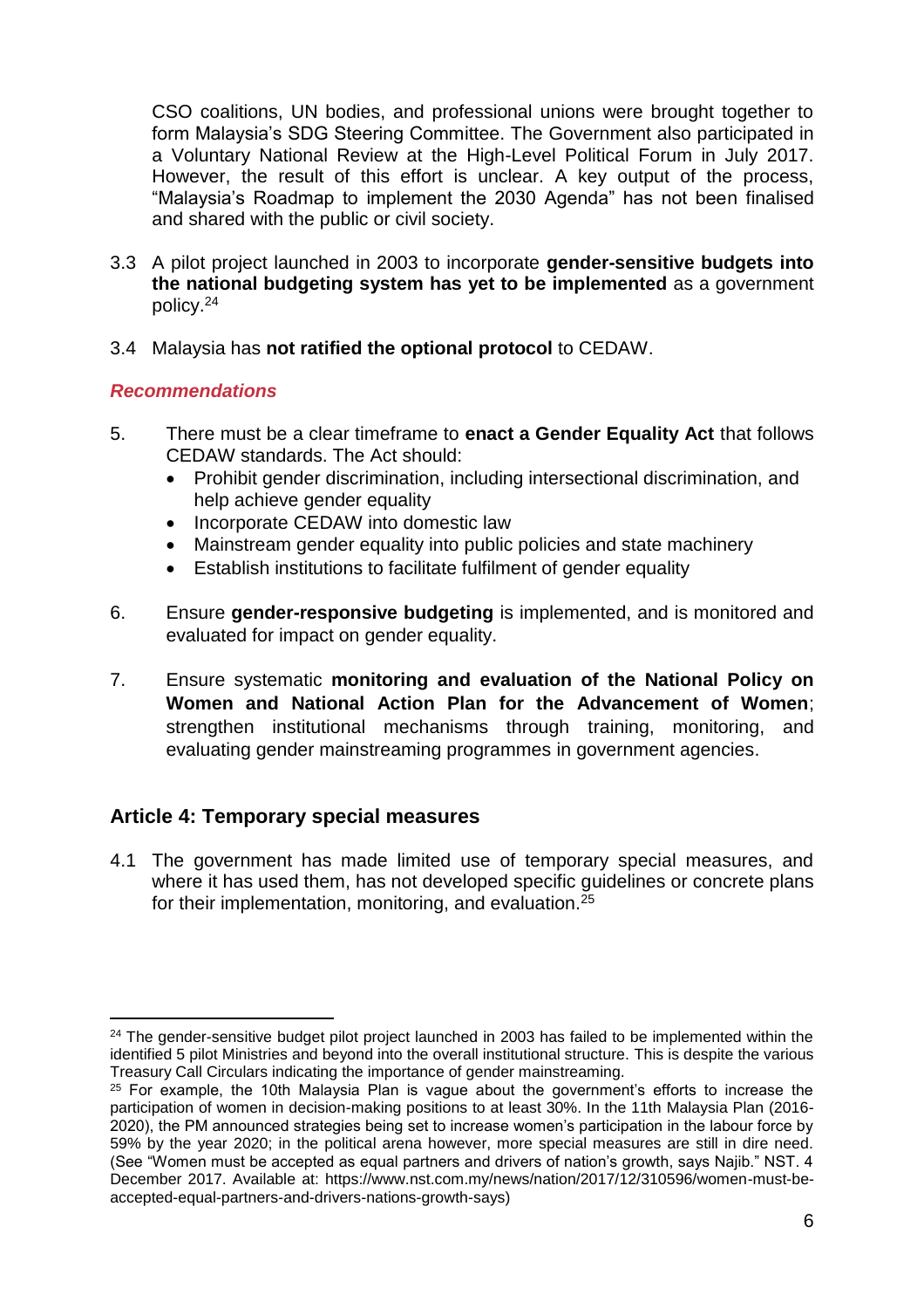CSO coalitions, UN bodies, and professional unions were brought together to form Malaysia's SDG Steering Committee. The Government also participated in a Voluntary National Review at the High-Level Political Forum in July 2017. However, the result of this effort is unclear. A key output of the process, "Malaysia's Roadmap to implement the 2030 Agenda" has not been finalised and shared with the public or civil society.

3.3 A pilot project launched in 2003 to incorporate **gender-sensitive budgets into the national budgeting system has yet to be implemented** as a government policy.[24]

3.4 Malaysia has **not ratified the optional protocol** to CEDAW.

### *Recommendations*

5. There must be a clear timeframe to **enact a Gender Equality Act** that follows CEDAW standards. The Act should:
   - Prohibit gender discrimination, including intersectional discrimination, and help achieve gender equality
   - Incorporate CEDAW into domestic law
   - Mainstream gender equality into public policies and state machinery
   - Establish institutions to facilitate fulfilment of gender equality

6. Ensure **gender-responsive budgeting** is implemented, and is monitored and evaluated for impact on gender equality.

7. Ensure systematic **monitoring and evaluation of the National Policy on Women and National Action Plan for the Advancement of Women**; strengthen institutional mechanisms through training, monitoring, and evaluating gender mainstreaming programmes in government agencies.

## Article 4: Temporary special measures

4.1 The government has made limited use of temporary special measures, and where it has used them, has not developed specific guidelines or concrete plans for their implementation, monitoring, and evaluation.[25]

---

[24] The gender-sensitive budget pilot project launched in 2003 has failed to be implemented within the identified 5 pilot Ministries and beyond into the overall institutional structure. This is despite the various Treasury Call Circulars indicating the importance of gender mainstreaming.

[25] For example, the 10th Malaysia Plan is vague about the government's efforts to increase the participation of women in decision-making positions to at least 30%. In the 11th Malaysia Plan (2016-2020), the PM announced strategies being set to increase women's participation in the labour force by 59% by the year 2020; in the political arena however, more special measures are still in dire need. (See "Women must be accepted as equal partners and drivers of nation's growth, says Najib." NST. 4 December 2017. Available at: https://www.nst.com.my/news/nation/2017/12/310596/women-must-be-accepted-equal-partners-and-drivers-nations-growth-says)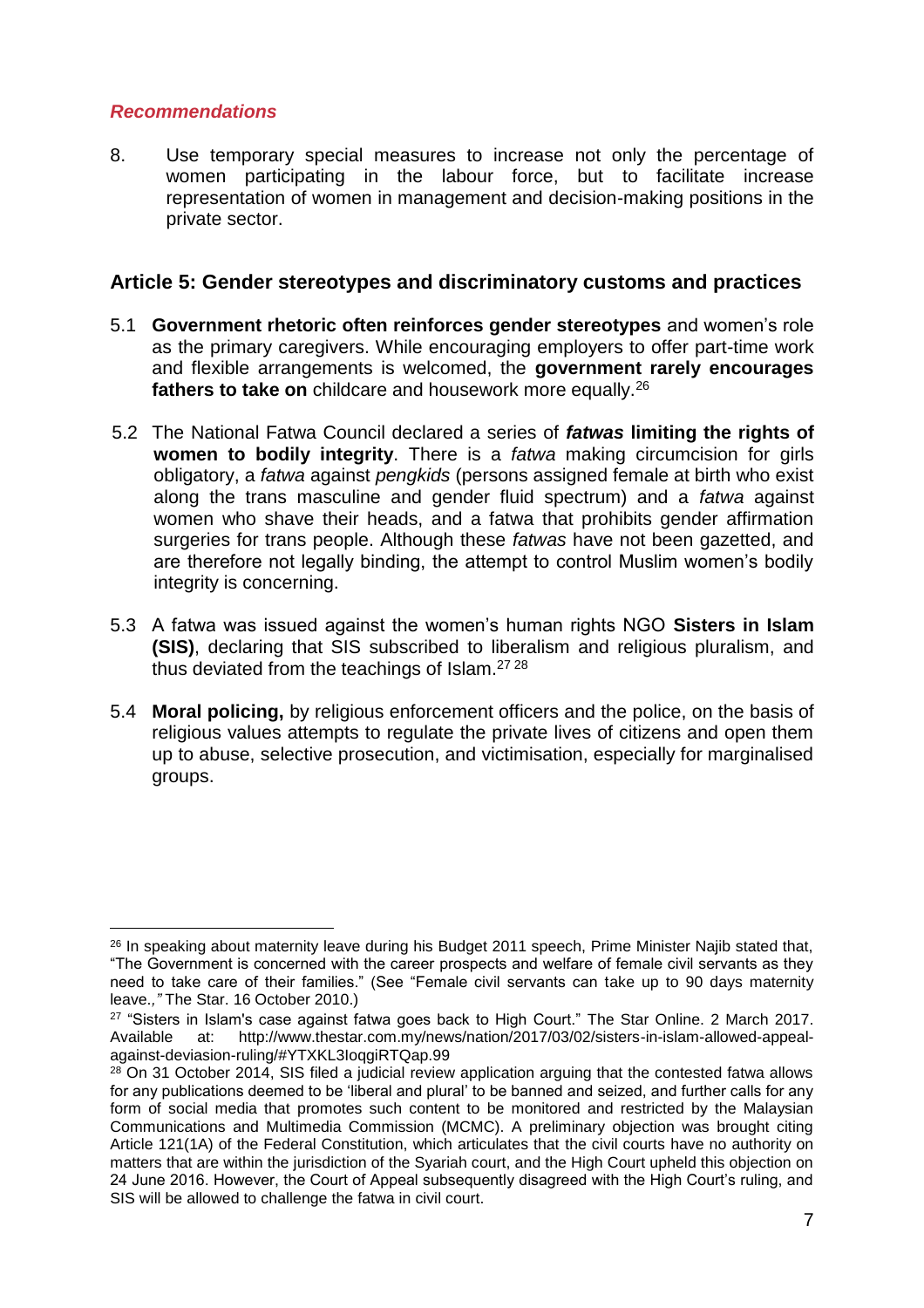### *Recommendations*

8. Use temporary special measures to increase not only the percentage of women participating in the labour force, but to facilitate increase representation of women in management and decision-making positions in the private sector.

## Article 5: Gender stereotypes and discriminatory customs and practices

5.1 **Government rhetoric often reinforces gender stereotypes** and women's role as the primary caregivers. While encouraging employers to offer part-time work and flexible arrangements is welcomed, the **government rarely encourages fathers to take on** childcare and housework more equally.[26]

5.2 The National Fatwa Council declared a series of ***fatwas* limiting the rights of women to bodily integrity**. There is a *fatwa* making circumcision for girls obligatory, a *fatwa* against *pengkids* (persons assigned female at birth who exist along the trans masculine and gender fluid spectrum) and a *fatwa* against women who shave their heads, and a fatwa that prohibits gender affirmation surgeries for trans people. Although these *fatwas* have not been gazetted, and are therefore not legally binding, the attempt to control Muslim women's bodily integrity is concerning.

5.3 A fatwa was issued against the women's human rights NGO **Sisters in Islam (SIS)**, declaring that SIS subscribed to liberalism and religious pluralism, and thus deviated from the teachings of Islam.[27] [28]

5.4 **Moral policing,** by religious enforcement officers and the police, on the basis of religious values attempts to regulate the private lives of citizens and open them up to abuse, selective prosecution, and victimisation, especially for marginalised groups.

---

[26] In speaking about maternity leave during his Budget 2011 speech, Prime Minister Najib stated that, "The Government is concerned with the career prospects and welfare of female civil servants as they need to take care of their families." (See "Female civil servants can take up to 90 days maternity leave.*,"* The Star. 16 October 2010.)

[27] "Sisters in Islam's case against fatwa goes back to High Court." The Star Online. 2 March 2017. Available at: http://www.thestar.com.my/news/nation/2017/03/02/sisters-in-islam-allowed-appeal-against-deviasion-ruling/#YTXKL3IoqgiRTQap.99

[28] On 31 October 2014, SIS filed a judicial review application arguing that the contested fatwa allows for any publications deemed to be 'liberal and plural' to be banned and seized, and further calls for any form of social media that promotes such content to be monitored and restricted by the Malaysian Communications and Multimedia Commission (MCMC). A preliminary objection was brought citing Article 121(1A) of the Federal Constitution, which articulates that the civil courts have no authority on matters that are within the jurisdiction of the Syariah court, and the High Court upheld this objection on 24 June 2016. However, the Court of Appeal subsequently disagreed with the High Court's ruling, and SIS will be allowed to challenge the fatwa in civil court.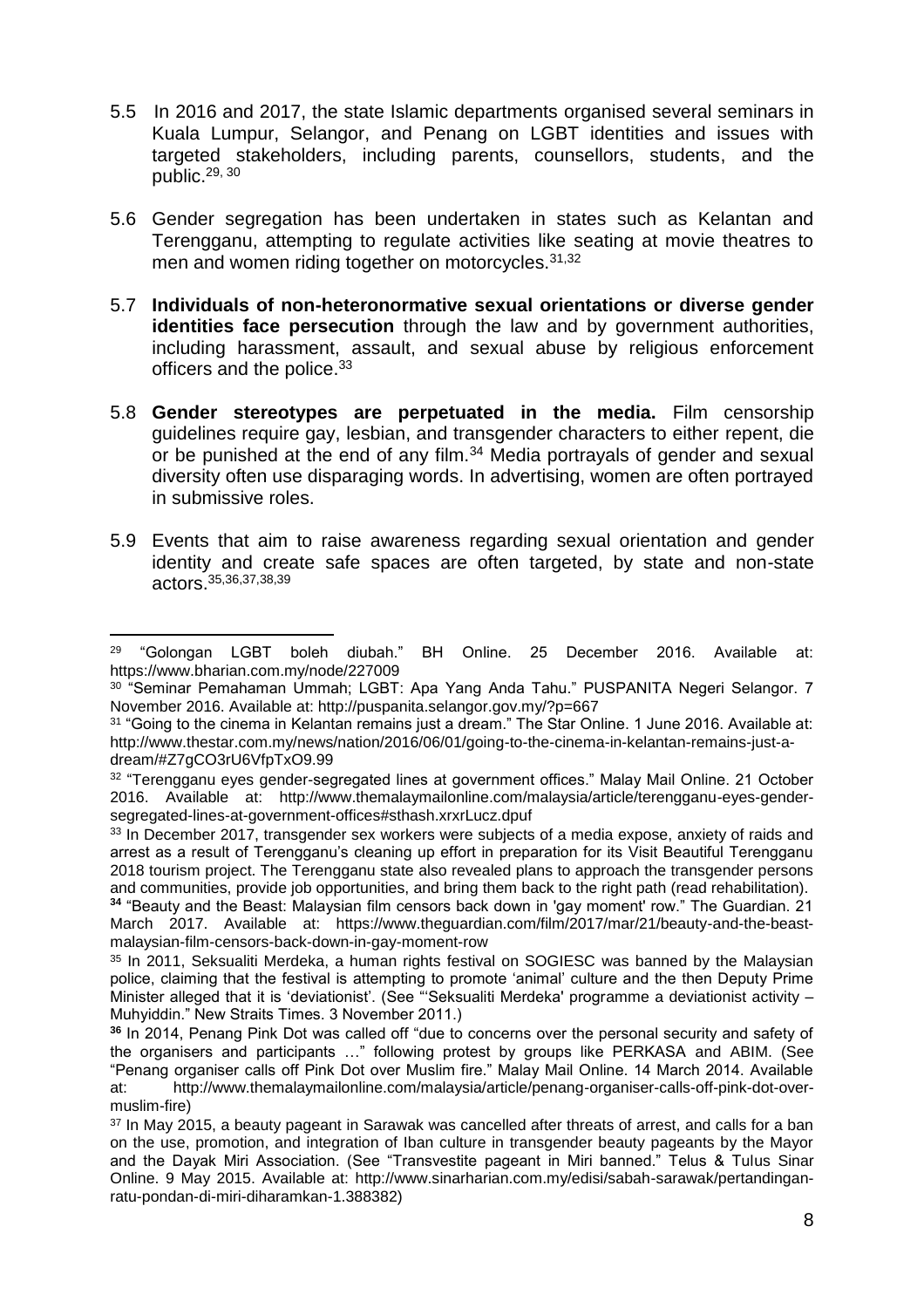5.5 In 2016 and 2017, the state Islamic departments organised several seminars in Kuala Lumpur, Selangor, and Penang on LGBT identities and issues with targeted stakeholders, including parents, counsellors, students, and the public.[29, 30]

5.6 Gender segregation has been undertaken in states such as Kelantan and Terengganu, attempting to regulate activities like seating at movie theatres to men and women riding together on motorcycles.[31,32]

5.7 **Individuals of non-heteronormative sexual orientations or diverse gender identities face persecution** through the law and by government authorities, including harassment, assault, and sexual abuse by religious enforcement officers and the police.[33]

5.8 **Gender stereotypes are perpetuated in the media.** Film censorship guidelines require gay, lesbian, and transgender characters to either repent, die or be punished at the end of any film.[34] Media portrayals of gender and sexual diversity often use disparaging words. In advertising, women are often portrayed in submissive roles.

5.9 Events that aim to raise awareness regarding sexual orientation and gender identity and create safe spaces are often targeted, by state and non-state actors.[35,36,37,38,39]

---

[29] "Golongan LGBT boleh diubah." BH Online. 25 December 2016. Available at: https://www.bharian.com.my/node/227009

[30] "Seminar Pemahaman Ummah; LGBT: Apa Yang Anda Tahu." PUSPANITA Negeri Selangor. 7 November 2016. Available at: http://puspanita.selangor.gov.my/?p=667

[31] "Going to the cinema in Kelantan remains just a dream." The Star Online. 1 June 2016. Available at: http://www.thestar.com.my/news/nation/2016/06/01/going-to-the-cinema-in-kelantan-remains-just-a-dream/#Z7gCO3rU6VfpTxO9.99

[32] "Terengganu eyes gender-segregated lines at government offices." Malay Mail Online. 21 October 2016. Available at: http://www.themalaymailonline.com/malaysia/article/terengganu-eyes-gender-segregated-lines-at-government-offices#sthash.xrxrLucz.dpuf

[33] In December 2017, transgender sex workers were subjects of a media expose, anxiety of raids and arrest as a result of Terengganu's cleaning up effort in preparation for its Visit Beautiful Terengganu 2018 tourism project. The Terengganu state also revealed plans to approach the transgender persons and communities, provide job opportunities, and bring them back to the right path (read rehabilitation).

**[34]** "Beauty and the Beast: Malaysian film censors back down in 'gay moment' row." The Guardian. 21 March 2017. Available at: https://www.theguardian.com/film/2017/mar/21/beauty-and-the-beast-malaysian-film-censors-back-down-in-gay-moment-row

[35] In 2011, Seksualiti Merdeka, a human rights festival on SOGIESC was banned by the Malaysian police, claiming that the festival is attempting to promote 'animal' culture and the then Deputy Prime Minister alleged that it is 'deviationist'. (See "'Seksualiti Merdeka' programme a deviationist activity – Muhyiddin." New Straits Times. 3 November 2011.)

**[36]** In 2014, Penang Pink Dot was called off "due to concerns over the personal security and safety of the organisers and participants …" following protest by groups like PERKASA and ABIM. (See "Penang organiser calls off Pink Dot over Muslim fire." Malay Mail Online. 14 March 2014. Available at: http://www.themalaymailonline.com/malaysia/article/penang-organiser-calls-off-pink-dot-over-muslim-fire)

[37] In May 2015, a beauty pageant in Sarawak was cancelled after threats of arrest, and calls for a ban on the use, promotion, and integration of Iban culture in transgender beauty pageants by the Mayor and the Dayak Miri Association. (See "Transvestite pageant in Miri banned." Telus & Tulus Sinar Online. 9 May 2015. Available at: http://www.sinarharian.com.my/edisi/sabah-sarawak/pertandingan-ratu-pondan-di-miri-diharamkan-1.388382)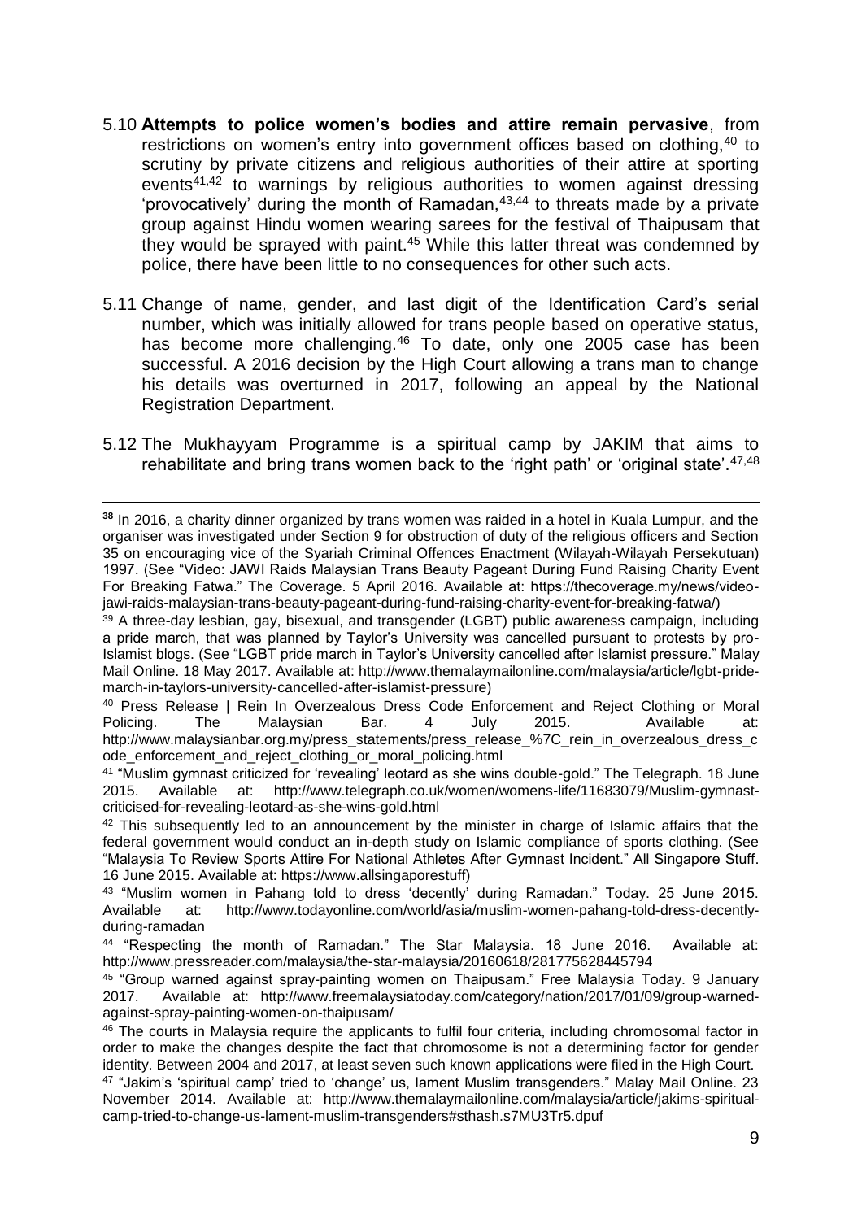5.10 **Attempts to police women's bodies and attire remain pervasive**, from restrictions on women's entry into government offices based on clothing,[40] to scrutiny by private citizens and religious authorities of their attire at sporting events[41,42] to warnings by religious authorities to women against dressing 'provocatively' during the month of Ramadan,[43,44] to threats made by a private group against Hindu women wearing sarees for the festival of Thaipusam that they would be sprayed with paint.[45] While this latter threat was condemned by police, there have been little to no consequences for other such acts.

5.11 Change of name, gender, and last digit of the Identification Card's serial number, which was initially allowed for trans people based on operative status, has become more challenging.[46] To date, only one 2005 case has been successful. A 2016 decision by the High Court allowing a trans man to change his details was overturned in 2017, following an appeal by the National Registration Department.

5.12 The Mukhayyam Programme is a spiritual camp by JAKIM that aims to rehabilitate and bring trans women back to the 'right path' or 'original state'.[47,48]

---

**38** In 2016, a charity dinner organized by trans women was raided in a hotel in Kuala Lumpur, and the organiser was investigated under Section 9 for obstruction of duty of the religious officers and Section 35 on encouraging vice of the Syariah Criminal Offences Enactment (Wilayah-Wilayah Persekutuan) 1997. (See "Video: JAWI Raids Malaysian Trans Beauty Pageant During Fund Raising Charity Event For Breaking Fatwa." The Coverage. 5 April 2016. Available at: https://thecoverage.my/news/video-jawi-raids-malaysian-trans-beauty-pageant-during-fund-raising-charity-event-for-breaking-fatwa/)

39 A three-day lesbian, gay, bisexual, and transgender (LGBT) public awareness campaign, including a pride march, that was planned by Taylor's University was cancelled pursuant to protests by pro-Islamist blogs. (See "LGBT pride march in Taylor's University cancelled after Islamist pressure." Malay Mail Online. 18 May 2017. Available at: http://www.themalaymailonline.com/malaysia/article/lgbt-pride-march-in-taylors-university-cancelled-after-islamist-pressure)

40 Press Release | Rein In Overzealous Dress Code Enforcement and Reject Clothing or Moral Policing. The Malaysian Bar. 4 July 2015. Available at: http://www.malaysianbar.org.my/press_statements/press_release_%7C_rein_in_overzealous_dress_code_enforcement_and_reject_clothing_or_moral_policing.html

41 "Muslim gymnast criticized for 'revealing' leotard as she wins double-gold." The Telegraph. 18 June 2015. Available at: http://www.telegraph.co.uk/women/womens-life/11683079/Muslim-gymnast-criticised-for-revealing-leotard-as-she-wins-gold.html

42 This subsequently led to an announcement by the minister in charge of Islamic affairs that the federal government would conduct an in-depth study on Islamic compliance of sports clothing. (See "Malaysia To Review Sports Attire For National Athletes After Gymnast Incident." All Singapore Stuff. 16 June 2015. Available at: https://www.allsingaporestuff)

43 "Muslim women in Pahang told to dress 'decently' during Ramadan." Today. 25 June 2015. Available at: http://www.todayonline.com/world/asia/muslim-women-pahang-told-dress-decently-during-ramadan

44 "Respecting the month of Ramadan." The Star Malaysia. 18 June 2016. Available at: http://www.pressreader.com/malaysia/the-star-malaysia/20160618/281775628445794

45 "Group warned against spray-painting women on Thaipusam." Free Malaysia Today. 9 January 2017. Available at: http://www.freemalaysiatoday.com/category/nation/2017/01/09/group-warned-against-spray-painting-women-on-thaipusam/

46 The courts in Malaysia require the applicants to fulfil four criteria, including chromosomal factor in order to make the changes despite the fact that chromosome is not a determining factor for gender identity. Between 2004 and 2017, at least seven such known applications were filed in the High Court.

47 "Jakim's 'spiritual camp' tried to 'change' us, lament Muslim transgenders." Malay Mail Online. 23 November 2014. Available at: http://www.themalaymailonline.com/malaysia/article/jakims-spiritual-camp-tried-to-change-us-lament-muslim-transgenders#sthash.s7MU3Tr5.dpuf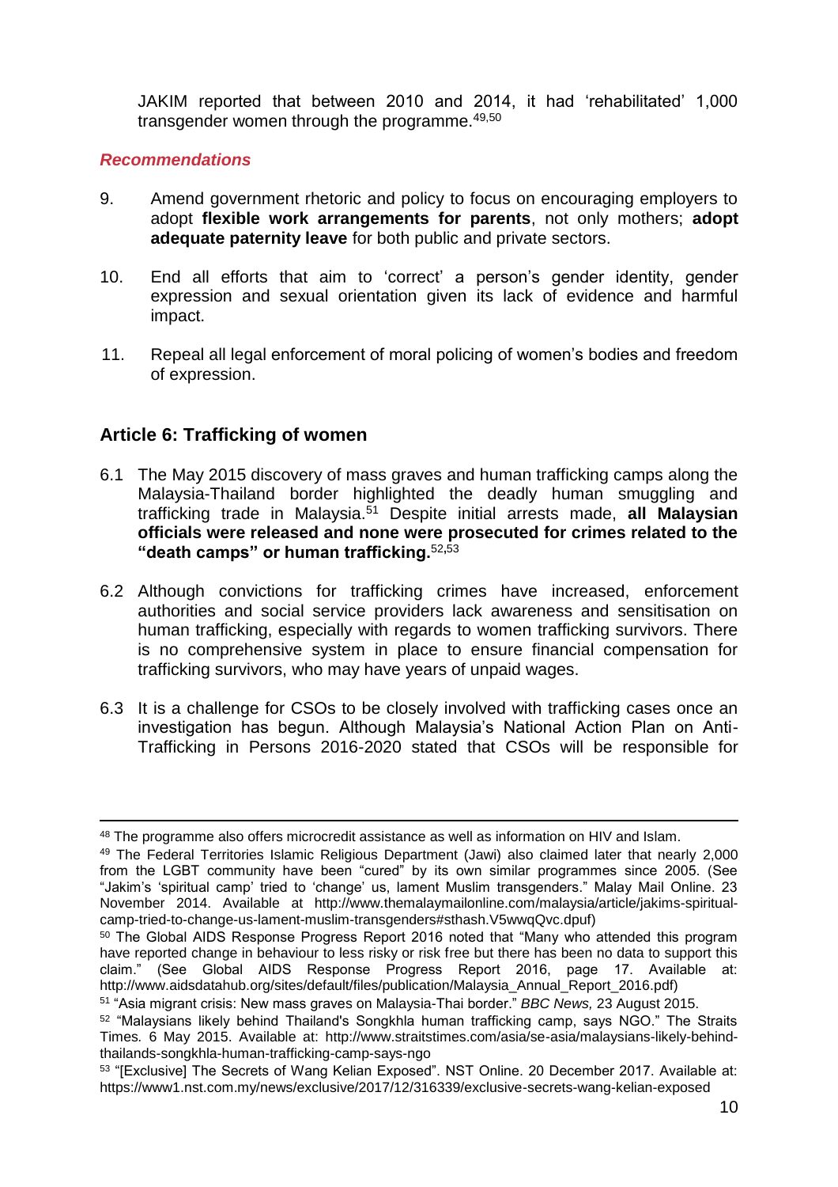JAKIM reported that between 2010 and 2014, it had 'rehabilitated' 1,000 transgender women through the programme.[49,50]

***Recommendations***

9. Amend government rhetoric and policy to focus on encouraging employers to adopt **flexible work arrangements for parents**, not only mothers; **adopt adequate paternity leave** for both public and private sectors.

10. End all efforts that aim to 'correct' a person's gender identity, gender expression and sexual orientation given its lack of evidence and harmful impact.

11. Repeal all legal enforcement of moral policing of women's bodies and freedom of expression.

## Article 6: Trafficking of women

6.1 The May 2015 discovery of mass graves and human trafficking camps along the Malaysia-Thailand border highlighted the deadly human smuggling and trafficking trade in Malaysia.[51] Despite initial arrests made, **all Malaysian officials were released and none were prosecuted for crimes related to the "death camps" or human trafficking.**[52,53]

6.2 Although convictions for trafficking crimes have increased, enforcement authorities and social service providers lack awareness and sensitisation on human trafficking, especially with regards to women trafficking survivors. There is no comprehensive system in place to ensure financial compensation for trafficking survivors, who may have years of unpaid wages.

6.3 It is a challenge for CSOs to be closely involved with trafficking cases once an investigation has begun. Although Malaysia's National Action Plan on Anti-Trafficking in Persons 2016-2020 stated that CSOs will be responsible for

---

[48] The programme also offers microcredit assistance as well as information on HIV and Islam.

[49] The Federal Territories Islamic Religious Department (Jawi) also claimed later that nearly 2,000 from the LGBT community have been "cured" by its own similar programmes since 2005. (See "Jakim's 'spiritual camp' tried to 'change' us, lament Muslim transgenders." Malay Mail Online. 23 November 2014. Available at http://www.themalaymailonline.com/malaysia/article/jakims-spiritual-camp-tried-to-change-us-lament-muslim-transgenders#sthash.V5wwqQvc.dpuf)

[50] The Global AIDS Response Progress Report 2016 noted that "Many who attended this program have reported change in behaviour to less risky or risk free but there has been no data to support this claim." (See Global AIDS Response Progress Report 2016, page 17. Available at: http://www.aidsdatahub.org/sites/default/files/publication/Malaysia_Annual_Report_2016.pdf)

[51] "Asia migrant crisis: New mass graves on Malaysia-Thai border." *BBC News,* 23 August 2015.

[52] "Malaysians likely behind Thailand's Songkhla human trafficking camp, says NGO." The Straits Times. 6 May 2015. Available at: http://www.straitstimes.com/asia/se-asia/malaysians-likely-behind-thailands-songkhla-human-trafficking-camp-says-ngo

[53] "[Exclusive] The Secrets of Wang Kelian Exposed". NST Online. 20 December 2017. Available at: https://www1.nst.com.my/news/exclusive/2017/12/316339/exclusive-secrets-wang-kelian-exposed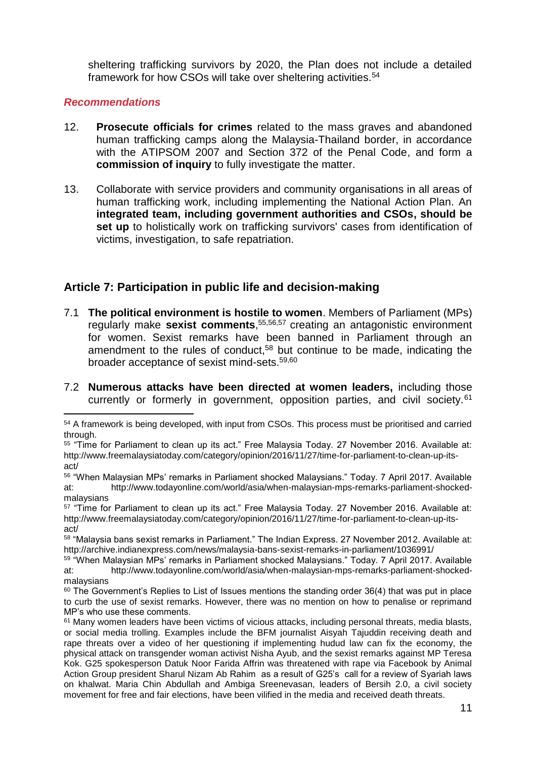sheltering trafficking survivors by 2020, the Plan does not include a detailed framework for how CSOs will take over sheltering activities.[54]

### *Recommendations*

12. **Prosecute officials for crimes** related to the mass graves and abandoned human trafficking camps along the Malaysia-Thailand border, in accordance with the ATIPSOM 2007 and Section 372 of the Penal Code, and form a **commission of inquiry** to fully investigate the matter.

13. Collaborate with service providers and community organisations in all areas of human trafficking work, including implementing the National Action Plan. An **integrated team, including government authorities and CSOs, should be set up** to holistically work on trafficking survivors' cases from identification of victims, investigation, to safe repatriation.

## Article 7: Participation in public life and decision-making

7.1 **The political environment is hostile to women**. Members of Parliament (MPs) regularly make **sexist comments**,[55,56,57] creating an antagonistic environment for women. Sexist remarks have been banned in Parliament through an amendment to the rules of conduct,[58] but continue to be made, indicating the broader acceptance of sexist mind-sets.[59,60]

7.2 **Numerous attacks have been directed at women leaders,** including those currently or formerly in government, opposition parties, and civil society.[61]

---

[54] A framework is being developed, with input from CSOs. This process must be prioritised and carried through.

[55] "Time for Parliament to clean up its act." Free Malaysia Today. 27 November 2016. Available at: http://www.freemalaysiatoday.com/category/opinion/2016/11/27/time-for-parliament-to-clean-up-its-act/

[56] "When Malaysian MPs' remarks in Parliament shocked Malaysians." Today. 7 April 2017. Available at: http://www.todayonline.com/world/asia/when-malaysian-mps-remarks-parliament-shocked-malaysians

[57] "Time for Parliament to clean up its act." Free Malaysia Today. 27 November 2016. Available at: http://www.freemalaysiatoday.com/category/opinion/2016/11/27/time-for-parliament-to-clean-up-its-act/

[58] "Malaysia bans sexist remarks in Parliament." The Indian Express. 27 November 2012. Available at: http://archive.indianexpress.com/news/malaysia-bans-sexist-remarks-in-parliament/1036991/

[59] "When Malaysian MPs' remarks in Parliament shocked Malaysians." Today. 7 April 2017. Available at: http://www.todayonline.com/world/asia/when-malaysian-mps-remarks-parliament-shocked-malaysians

[60] The Government's Replies to List of Issues mentions the standing order 36(4) that was put in place to curb the use of sexist remarks. However, there was no mention on how to penalise or reprimand MP's who use these comments.

[61] Many women leaders have been victims of vicious attacks, including personal threats, media blasts, or social media trolling. Examples include the BFM journalist Aisyah Tajuddin receiving death and rape threats over a video of her questioning if implementing hudud law can fix the economy, the physical attack on transgender woman activist Nisha Ayub, and the sexist remarks against MP Teresa Kok. G25 spokesperson Datuk Noor Farida Affrin was threatened with rape via Facebook by Animal Action Group president Sharul Nizam Ab Rahim as a result of G25's call for a review of Syariah laws on khalwat. Maria Chin Abdullah and Ambiga Sreenevasan, leaders of Bersih 2.0, a civil society movement for free and fair elections, have been vilified in the media and received death threats.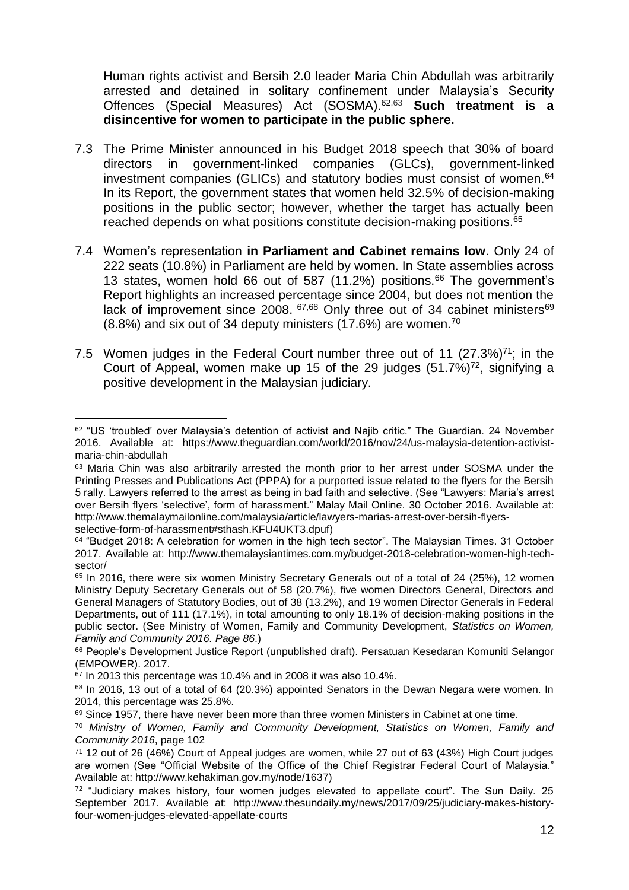Human rights activist and Bersih 2.0 leader Maria Chin Abdullah was arbitrarily arrested and detained in solitary confinement under Malaysia's Security Offences (Special Measures) Act (SOSMA).[62,63] **Such treatment is a disincentive for women to participate in the public sphere.**

7.3 The Prime Minister announced in his Budget 2018 speech that 30% of board directors in government-linked companies (GLCs), government-linked investment companies (GLICs) and statutory bodies must consist of women.[64] In its Report, the government states that women held 32.5% of decision-making positions in the public sector; however, whether the target has actually been reached depends on what positions constitute decision-making positions.[65]

7.4 Women's representation **in Parliament and Cabinet remains low**. Only 24 of 222 seats (10.8%) in Parliament are held by women. In State assemblies across 13 states, women hold 66 out of 587 (11.2%) positions.[66] The government's Report highlights an increased percentage since 2004, but does not mention the lack of improvement since 2008. [67,68] Only three out of 34 cabinet ministers[69] (8.8%) and six out of 34 deputy ministers (17.6%) are women.[70]

7.5 Women judges in the Federal Court number three out of 11 (27.3%)[71]; in the Court of Appeal, women make up 15 of the 29 judges (51.7%)[72], signifying a positive development in the Malaysian judiciary.

---

[62] "US 'troubled' over Malaysia's detention of activist and Najib critic." The Guardian. 24 November 2016. Available at: https://www.theguardian.com/world/2016/nov/24/us-malaysia-detention-activist-maria-chin-abdullah

[63] Maria Chin was also arbitrarily arrested the month prior to her arrest under SOSMA under the Printing Presses and Publications Act (PPPA) for a purported issue related to the flyers for the Bersih 5 rally. Lawyers referred to the arrest as being in bad faith and selective. (See "Lawyers: Maria's arrest over Bersih flyers 'selective', form of harassment." Malay Mail Online. 30 October 2016. Available at: http://www.themalaymailonline.com/malaysia/article/lawyers-marias-arrest-over-bersih-flyers-selective-form-of-harassment#sthash.KFU4UKT3.dpuf)

[64] "Budget 2018: A celebration for women in the high tech sector". The Malaysian Times. 31 October 2017. Available at: http://www.themalaysiantimes.com.my/budget-2018-celebration-women-high-tech-sector/

[65] In 2016, there were six women Ministry Secretary Generals out of a total of 24 (25%), 12 women Ministry Deputy Secretary Generals out of 58 (20.7%), five women Directors General, Directors and General Managers of Statutory Bodies, out of 38 (13.2%), and 19 women Director Generals in Federal Departments, out of 111 (17.1%), in total amounting to only 18.1% of decision-making positions in the public sector. (See Ministry of Women, Family and Community Development, *Statistics on Women, Family and Community 2016. Page 86*.)

[66] People's Development Justice Report (unpublished draft). Persatuan Kesedaran Komuniti Selangor (EMPOWER). 2017.

[67] In 2013 this percentage was 10.4% and in 2008 it was also 10.4%.

[68] In 2016, 13 out of a total of 64 (20.3%) appointed Senators in the Dewan Negara were women. In 2014, this percentage was 25.8%.

[69] Since 1957, there have never been more than three women Ministers in Cabinet at one time.

[70] *Ministry of Women, Family and Community Development, Statistics on Women, Family and Community 2016*, page 102

[71] 12 out of 26 (46%) Court of Appeal judges are women, while 27 out of 63 (43%) High Court judges are women (See "Official Website of the Office of the Chief Registrar Federal Court of Malaysia." Available at: http://www.kehakiman.gov.my/node/1637)

[72] "Judiciary makes history, four women judges elevated to appellate court". The Sun Daily. 25 September 2017. Available at: http://www.thesundaily.my/news/2017/09/25/judiciary-makes-history-four-women-judges-elevated-appellate-courts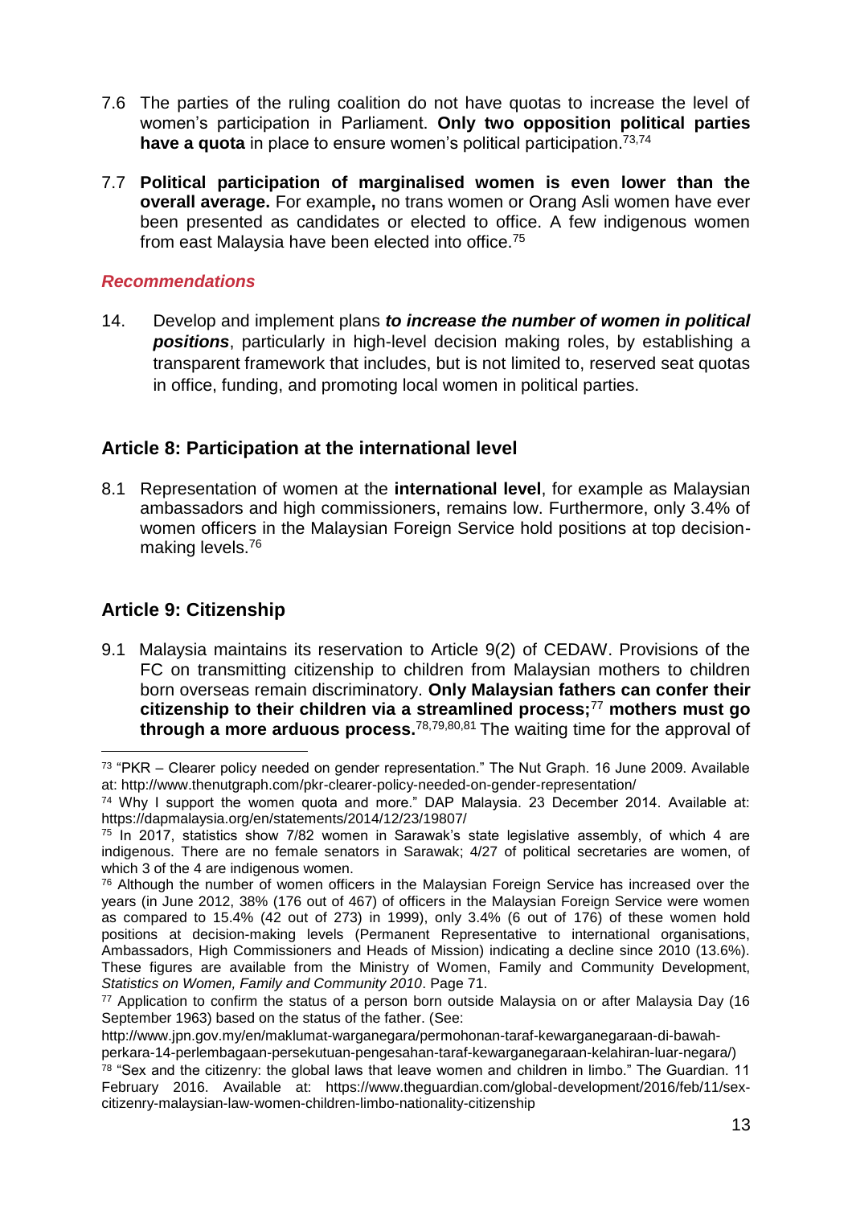7.6 The parties of the ruling coalition do not have quotas to increase the level of women's participation in Parliament. **Only two opposition political parties have a quota** in place to ensure women's political participation.[73,74]

7.7 **Political participation of marginalised women is even lower than the overall average.** For example**,** no trans women or Orang Asli women have ever been presented as candidates or elected to office. A few indigenous women from east Malaysia have been elected into office.[75]

### *Recommendations*

14. Develop and implement plans ***to increase the number of women in political positions***, particularly in high-level decision making roles, by establishing a transparent framework that includes, but is not limited to, reserved seat quotas in office, funding, and promoting local women in political parties.

## Article 8: Participation at the international level

8.1 Representation of women at the **international level**, for example as Malaysian ambassadors and high commissioners, remains low. Furthermore, only 3.4% of women officers in the Malaysian Foreign Service hold positions at top decision-making levels.[76]

## Article 9: Citizenship

9.1 Malaysia maintains its reservation to Article 9(2) of CEDAW. Provisions of the FC on transmitting citizenship to children from Malaysian mothers to children born overseas remain discriminatory. **Only Malaysian fathers can confer their citizenship to their children via a streamlined process;**[77] **mothers must go through a more arduous process.**[78,79,80,81] The waiting time for the approval of

---

[73] "PKR – Clearer policy needed on gender representation." The Nut Graph. 16 June 2009. Available at: http://www.thenutgraph.com/pkr-clearer-policy-needed-on-gender-representation/

[74] Why I support the women quota and more." DAP Malaysia. 23 December 2014. Available at: https://dapmalaysia.org/en/statements/2014/12/23/19807/

[75] In 2017, statistics show 7/82 women in Sarawak's state legislative assembly, of which 4 are indigenous. There are no female senators in Sarawak; 4/27 of political secretaries are women, of which 3 of the 4 are indigenous women.

[76] Although the number of women officers in the Malaysian Foreign Service has increased over the years (in June 2012, 38% (176 out of 467) of officers in the Malaysian Foreign Service were women as compared to 15.4% (42 out of 273) in 1999), only 3.4% (6 out of 176) of these women hold positions at decision-making levels (Permanent Representative to international organisations, Ambassadors, High Commissioners and Heads of Mission) indicating a decline since 2010 (13.6%). These figures are available from the Ministry of Women, Family and Community Development, *Statistics on Women, Family and Community 2010*. Page 71.

[77] Application to confirm the status of a person born outside Malaysia on or after Malaysia Day (16 September 1963) based on the status of the father. (See: http://www.jpn.gov.my/en/maklumat-warganegara/permohonan-taraf-kewarganegaraan-di-bawah-perkara-14-perlembagaan-persekutuan-pengesahan-taraf-kewarganegaraan-kelahiran-luar-negara/)

[78] "Sex and the citizenry: the global laws that leave women and children in limbo." The Guardian. 11 February 2016. Available at: https://www.theguardian.com/global-development/2016/feb/11/sex-citizenry-malaysian-law-women-children-limbo-nationality-citizenship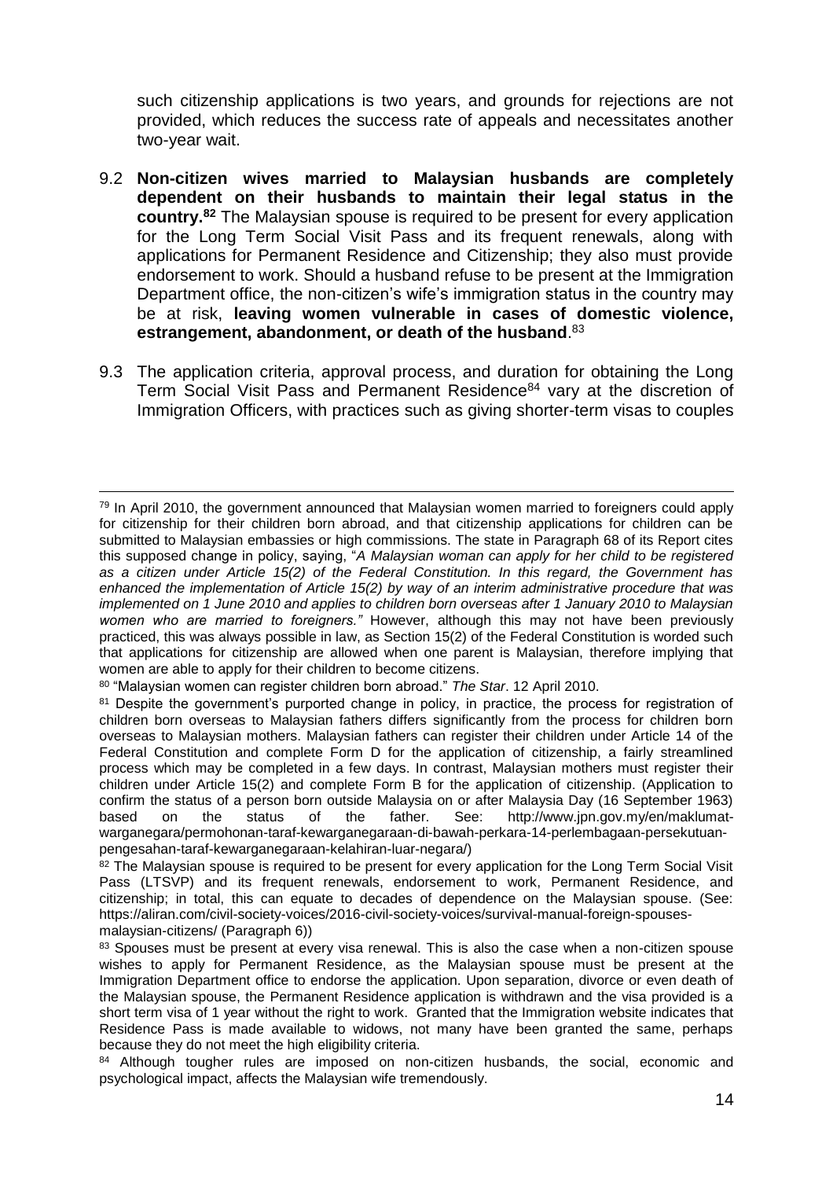such citizenship applications is two years, and grounds for rejections are not provided, which reduces the success rate of appeals and necessitates another two-year wait.

9.2 **Non-citizen wives married to Malaysian husbands are completely dependent on their husbands to maintain their legal status in the country.**[82] The Malaysian spouse is required to be present for every application for the Long Term Social Visit Pass and its frequent renewals, along with applications for Permanent Residence and Citizenship; they also must provide endorsement to work. Should a husband refuse to be present at the Immigration Department office, the non-citizen's wife's immigration status in the country may be at risk, **leaving women vulnerable in cases of domestic violence, estrangement, abandonment, or death of the husband**.[83]

9.3 The application criteria, approval process, and duration for obtaining the Long Term Social Visit Pass and Permanent Residence[84] vary at the discretion of Immigration Officers, with practices such as giving shorter-term visas to couples

---

[79] In April 2010, the government announced that Malaysian women married to foreigners could apply for citizenship for their children born abroad, and that citizenship applications for children can be submitted to Malaysian embassies or high commissions. The state in Paragraph 68 of its Report cites this supposed change in policy, saying, "*A Malaysian woman can apply for her child to be registered as a citizen under Article 15(2) of the Federal Constitution. In this regard, the Government has enhanced the implementation of Article 15(2) by way of an interim administrative procedure that was implemented on 1 June 2010 and applies to children born overseas after 1 January 2010 to Malaysian women who are married to foreigners."* However, although this may not have been previously practiced, this was always possible in law, as Section 15(2) of the Federal Constitution is worded such that applications for citizenship are allowed when one parent is Malaysian, therefore implying that women are able to apply for their children to become citizens.

[80] "Malaysian women can register children born abroad." *The Star*. 12 April 2010.

[81] Despite the government's purported change in policy, in practice, the process for registration of children born overseas to Malaysian fathers differs significantly from the process for children born overseas to Malaysian mothers. Malaysian fathers can register their children under Article 14 of the Federal Constitution and complete Form D for the application of citizenship, a fairly streamlined process which may be completed in a few days. In contrast, Malaysian mothers must register their children under Article 15(2) and complete Form B for the application of citizenship. (Application to confirm the status of a person born outside Malaysia on or after Malaysia Day (16 September 1963) based on the status of the father. See: http://www.jpn.gov.my/en/maklumat-warganegara/permohonan-taraf-kewarganegaraan-di-bawah-perkara-14-perlembagaan-persekutuan-pengesahan-taraf-kewarganegaraan-kelahiran-luar-negara/)

[82] The Malaysian spouse is required to be present for every application for the Long Term Social Visit Pass (LTSVP) and its frequent renewals, endorsement to work, Permanent Residence, and citizenship; in total, this can equate to decades of dependence on the Malaysian spouse. (See: https://aliran.com/civil-society-voices/2016-civil-society-voices/survival-manual-foreign-spouses-malaysian-citizens/ (Paragraph 6))

[83] Spouses must be present at every visa renewal. This is also the case when a non-citizen spouse wishes to apply for Permanent Residence, as the Malaysian spouse must be present at the Immigration Department office to endorse the application. Upon separation, divorce or even death of the Malaysian spouse, the Permanent Residence application is withdrawn and the visa provided is a short term visa of 1 year without the right to work. Granted that the Immigration website indicates that Residence Pass is made available to widows, not many have been granted the same, perhaps because they do not meet the high eligibility criteria.

[84] Although tougher rules are imposed on non-citizen husbands, the social, economic and psychological impact, affects the Malaysian wife tremendously.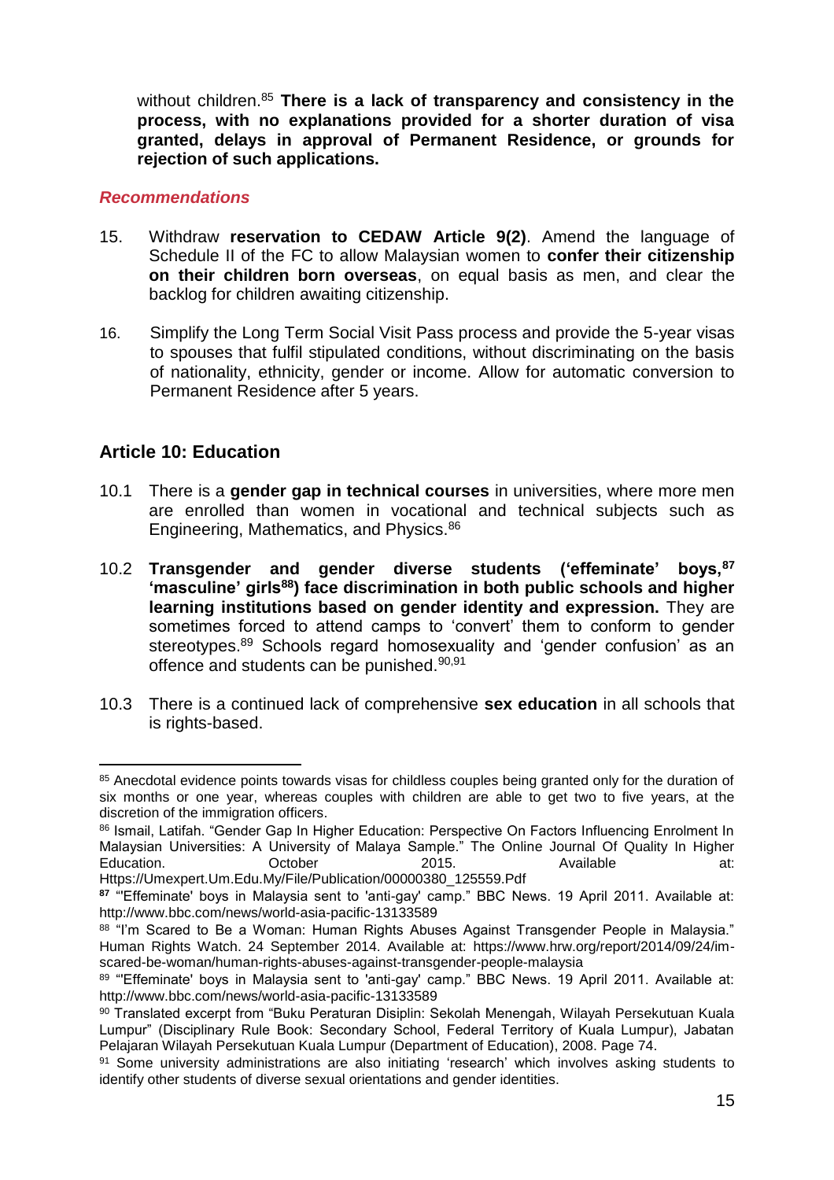without children.[85] **There is a lack of transparency and consistency in the process, with no explanations provided for a shorter duration of visa granted, delays in approval of Permanent Residence, or grounds for rejection of such applications.**

### *Recommendations*

15. Withdraw **reservation to CEDAW Article 9(2)**. Amend the language of Schedule II of the FC to allow Malaysian women to **confer their citizenship on their children born overseas**, on equal basis as men, and clear the backlog for children awaiting citizenship.

16. Simplify the Long Term Social Visit Pass process and provide the 5-year visas to spouses that fulfil stipulated conditions, without discriminating on the basis of nationality, ethnicity, gender or income. Allow for automatic conversion to Permanent Residence after 5 years.

## Article 10: Education

10.1 There is a **gender gap in technical courses** in universities, where more men are enrolled than women in vocational and technical subjects such as Engineering, Mathematics, and Physics.[86]

10.2 **Transgender and gender diverse students ('effeminate' boys,[87] 'masculine' girls[88]) face discrimination in both public schools and higher learning institutions based on gender identity and expression.** They are sometimes forced to attend camps to 'convert' them to conform to gender stereotypes.[89] Schools regard homosexuality and 'gender confusion' as an offence and students can be punished.[90,91]

10.3 There is a continued lack of comprehensive **sex education** in all schools that is rights-based.

---

[85] Anecdotal evidence points towards visas for childless couples being granted only for the duration of six months or one year, whereas couples with children are able to get two to five years, at the discretion of the immigration officers.

[86] Ismail, Latifah. "Gender Gap In Higher Education: Perspective On Factors Influencing Enrolment In Malaysian Universities: A University of Malaya Sample." The Online Journal Of Quality In Higher Education. October 2015. Available at: Https://Umexpert.Um.Edu.My/File/Publication/00000380_125559.Pdf

[87] "'Effeminate' boys in Malaysia sent to 'anti-gay' camp." BBC News. 19 April 2011. Available at: http://www.bbc.com/news/world-asia-pacific-13133589

[88] "I'm Scared to Be a Woman: Human Rights Abuses Against Transgender People in Malaysia." Human Rights Watch. 24 September 2014. Available at: https://www.hrw.org/report/2014/09/24/im-scared-be-woman/human-rights-abuses-against-transgender-people-malaysia

[89] "'Effeminate' boys in Malaysia sent to 'anti-gay' camp." BBC News. 19 April 2011. Available at: http://www.bbc.com/news/world-asia-pacific-13133589

[90] Translated excerpt from "Buku Peraturan Disiplin: Sekolah Menengah, Wilayah Persekutuan Kuala Lumpur" (Disciplinary Rule Book: Secondary School, Federal Territory of Kuala Lumpur), Jabatan Pelajaran Wilayah Persekutuan Kuala Lumpur (Department of Education), 2008. Page 74.

[91] Some university administrations are also initiating 'research' which involves asking students to identify other students of diverse sexual orientations and gender identities.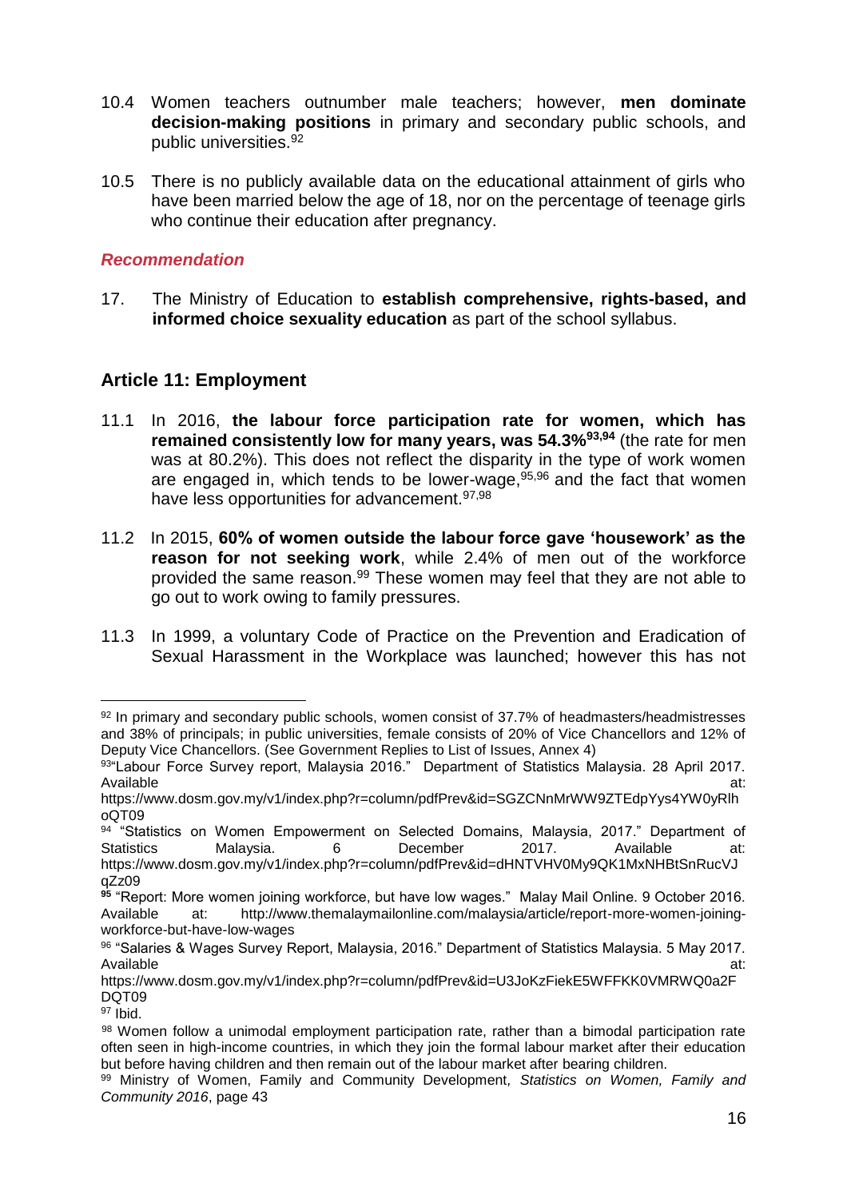10.4 Women teachers outnumber male teachers; however, **men dominate decision-making positions** in primary and secondary public schools, and public universities.[92]

10.5 There is no publicly available data on the educational attainment of girls who have been married below the age of 18, nor on the percentage of teenage girls who continue their education after pregnancy.

### *Recommendation*

17. The Ministry of Education to **establish comprehensive, rights-based, and informed choice sexuality education** as part of the school syllabus.

## Article 11: Employment

11.1 In 2016, **the labour force participation rate for women, which has remained consistently low for many years, was 54.3%[93,94]** (the rate for men was at 80.2%). This does not reflect the disparity in the type of work women are engaged in, which tends to be lower-wage,[95,96] and the fact that women have less opportunities for advancement.[97,98]

11.2 In 2015, **60% of women outside the labour force gave 'housework' as the reason for not seeking work**, while 2.4% of men out of the workforce provided the same reason.[99] These women may feel that they are not able to go out to work owing to family pressures.

11.3 In 1999, a voluntary Code of Practice on the Prevention and Eradication of Sexual Harassment in the Workplace was launched; however this has not

---

[92] In primary and secondary public schools, women consist of 37.7% of headmasters/headmistresses and 38% of principals; in public universities, female consists of 20% of Vice Chancellors and 12% of Deputy Vice Chancellors. (See Government Replies to List of Issues, Annex 4)

[93] "Labour Force Survey report, Malaysia 2016." Department of Statistics Malaysia. 28 April 2017. Available at: https://www.dosm.gov.my/v1/index.php?r=column/pdfPrev&id=SGZCNnMrWW9ZTEdpYys4YW0yRlhoQT09

[94] "Statistics on Women Empowerment on Selected Domains, Malaysia, 2017." Department of Statistics Malaysia. 6 December 2017. Available at: https://www.dosm.gov.my/v1/index.php?r=column/pdfPrev&id=dHNTVHV0My9QK1MxNHBtSnRucVJqZz09

[95] "Report: More women joining workforce, but have low wages." Malay Mail Online. 9 October 2016. Available at: http://www.themalaymailonline.com/malaysia/article/report-more-women-joining-workforce-but-have-low-wages

[96] "Salaries & Wages Survey Report, Malaysia, 2016." Department of Statistics Malaysia. 5 May 2017. Available at: https://www.dosm.gov.my/v1/index.php?r=column/pdfPrev&id=U3JoKzFiekE5WFFKK0VMRWQ0a2FDQT09

[97] Ibid.

[98] Women follow a unimodal employment participation rate, rather than a bimodal participation rate often seen in high-income countries, in which they join the formal labour market after their education but before having children and then remain out of the labour market after bearing children.

[99] Ministry of Women, Family and Community Development, *Statistics on Women, Family and Community 2016*, page 43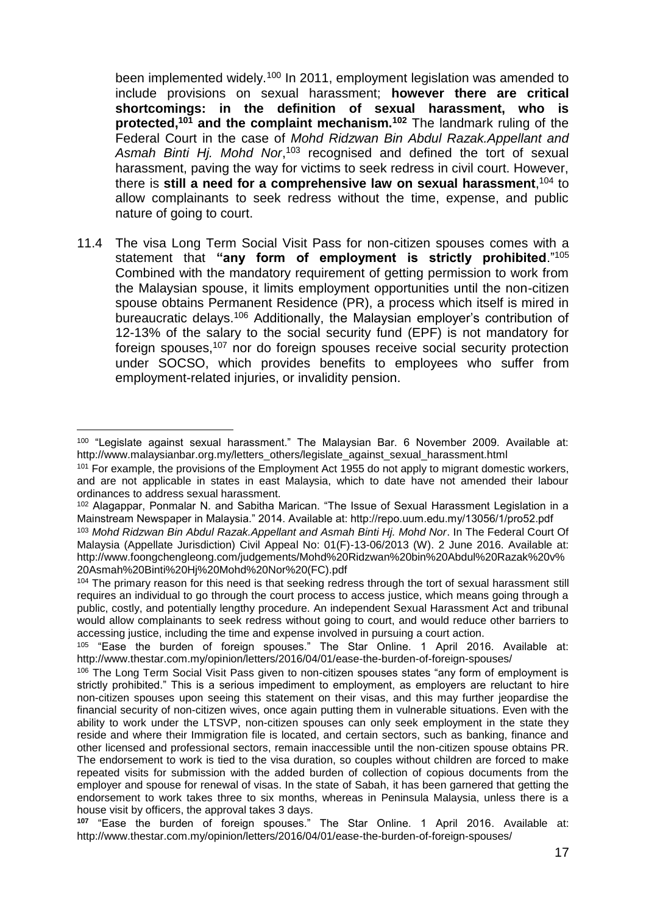been implemented widely.[100] In 2011, employment legislation was amended to include provisions on sexual harassment; **however there are critical shortcomings: in the definition of sexual harassment, who is protected,[101] and the complaint mechanism.[102]** The landmark ruling of the Federal Court in the case of *Mohd Ridzwan Bin Abdul Razak.Appellant and Asmah Binti Hj. Mohd Nor*,[103] recognised and defined the tort of sexual harassment, paving the way for victims to seek redress in civil court. However, there is **still a need for a comprehensive law on sexual harassment**,[104] to allow complainants to seek redress without the time, expense, and public nature of going to court.

11.4 The visa Long Term Social Visit Pass for non-citizen spouses comes with a statement that **"any form of employment is strictly prohibited**."[105] Combined with the mandatory requirement of getting permission to work from the Malaysian spouse, it limits employment opportunities until the non-citizen spouse obtains Permanent Residence (PR), a process which itself is mired in bureaucratic delays.[106] Additionally, the Malaysian employer's contribution of 12-13% of the salary to the social security fund (EPF) is not mandatory for foreign spouses,[107] nor do foreign spouses receive social security protection under SOCSO, which provides benefits to employees who suffer from employment-related injuries, or invalidity pension.

---

[100] "Legislate against sexual harassment." The Malaysian Bar. 6 November 2009. Available at: http://www.malaysianbar.org.my/letters_others/legislate_against_sexual_harassment.html

[101] For example, the provisions of the Employment Act 1955 do not apply to migrant domestic workers, and are not applicable in states in east Malaysia, which to date have not amended their labour ordinances to address sexual harassment.

[102] Alagappar, Ponmalar N. and Sabitha Marican. "The Issue of Sexual Harassment Legislation in a Mainstream Newspaper in Malaysia." 2014. Available at: http://repo.uum.edu.my/13056/1/pro52.pdf

[103] *Mohd Ridzwan Bin Abdul Razak.Appellant and Asmah Binti Hj. Mohd Nor*. In The Federal Court Of Malaysia (Appellate Jurisdiction) Civil Appeal No: 01(F)-13-06/2013 (W). 2 June 2016. Available at: http://www.foongchengleong.com/judgements/Mohd%20Ridzwan%20bin%20Abdul%20Razak%20v%20Asmah%20Binti%20Hj%20Mohd%20Nor%20(FC).pdf

[104] The primary reason for this need is that seeking redress through the tort of sexual harassment still requires an individual to go through the court process to access justice, which means going through a public, costly, and potentially lengthy procedure. An independent Sexual Harassment Act and tribunal would allow complainants to seek redress without going to court, and would reduce other barriers to accessing justice, including the time and expense involved in pursuing a court action.

[105] "Ease the burden of foreign spouses." The Star Online. 1 April 2016. Available at: http://www.thestar.com.my/opinion/letters/2016/04/01/ease-the-burden-of-foreign-spouses/

[106] The Long Term Social Visit Pass given to non-citizen spouses states "any form of employment is strictly prohibited." This is a serious impediment to employment, as employers are reluctant to hire non-citizen spouses upon seeing this statement on their visas, and this may further jeopardise the financial security of non-citizen wives, once again putting them in vulnerable situations. Even with the ability to work under the LTSVP, non-citizen spouses can only seek employment in the state they reside and where their Immigration file is located, and certain sectors, such as banking, finance and other licensed and professional sectors, remain inaccessible until the non-citizen spouse obtains PR. The endorsement to work is tied to the visa duration, so couples without children are forced to make repeated visits for submission with the added burden of collection of copious documents from the employer and spouse for renewal of visas. In the state of Sabah, it has been garnered that getting the endorsement to work takes three to six months, whereas in Peninsula Malaysia, unless there is a house visit by officers, the approval takes 3 days.

[107] "Ease the burden of foreign spouses." The Star Online. 1 April 2016. Available at: http://www.thestar.com.my/opinion/letters/2016/04/01/ease-the-burden-of-foreign-spouses/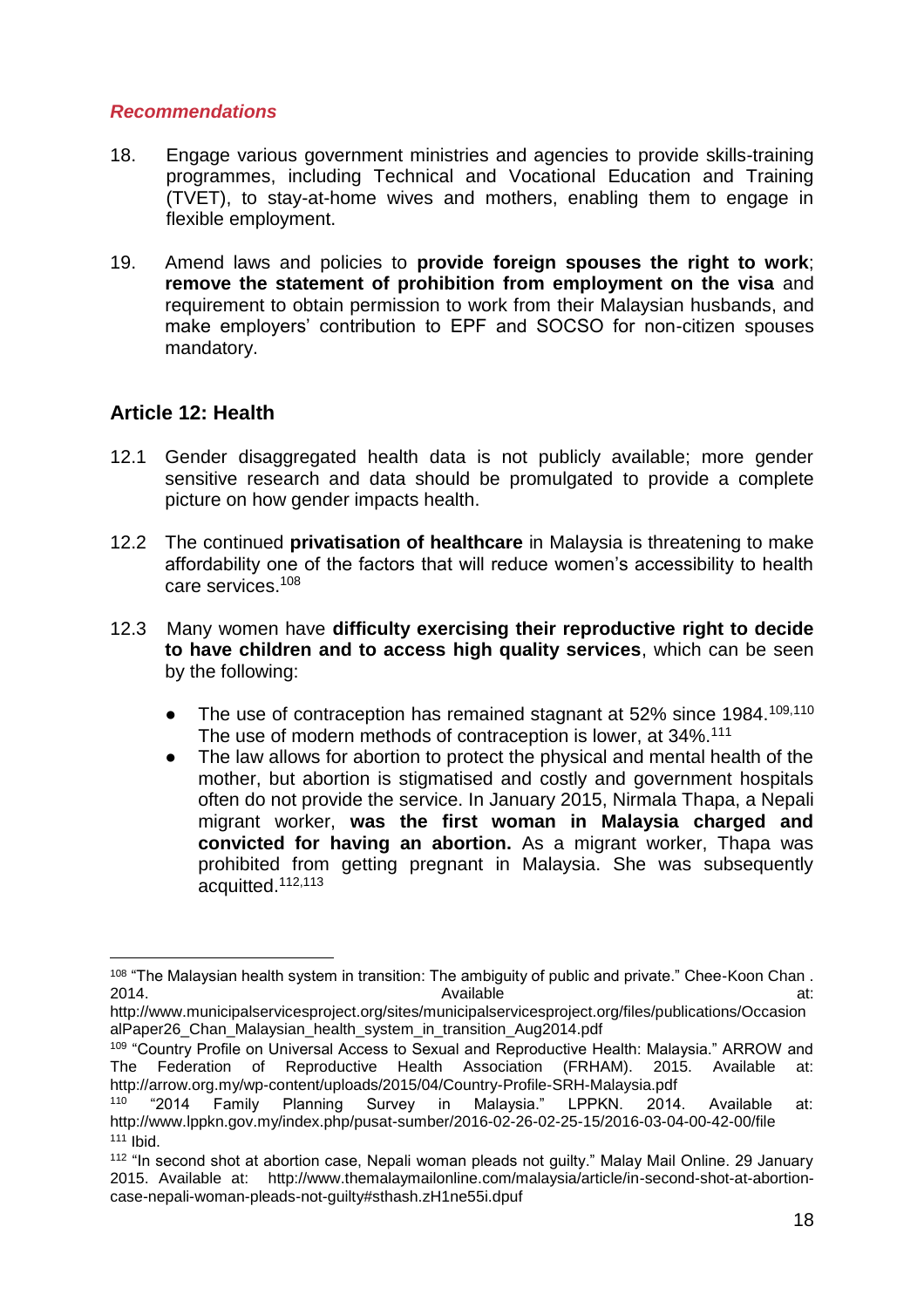*Recommendations*

18. Engage various government ministries and agencies to provide skills-training programmes, including Technical and Vocational Education and Training (TVET), to stay-at-home wives and mothers, enabling them to engage in flexible employment.

19. Amend laws and policies to **provide foreign spouses the right to work**; **remove the statement of prohibition from employment on the visa** and requirement to obtain permission to work from their Malaysian husbands, and make employers' contribution to EPF and SOCSO for non-citizen spouses mandatory.

## Article 12: Health

12.1 Gender disaggregated health data is not publicly available; more gender sensitive research and data should be promulgated to provide a complete picture on how gender impacts health.

12.2 The continued **privatisation of healthcare** in Malaysia is threatening to make affordability one of the factors that will reduce women's accessibility to health care services.[108]

12.3 Many women have **difficulty exercising their reproductive right to decide to have children and to access high quality services**, which can be seen by the following:

- The use of contraception has remained stagnant at 52% since 1984.[109,110] The use of modern methods of contraception is lower, at 34%.[111]
- The law allows for abortion to protect the physical and mental health of the mother, but abortion is stigmatised and costly and government hospitals often do not provide the service. In January 2015, Nirmala Thapa, a Nepali migrant worker, **was the first woman in Malaysia charged and convicted for having an abortion.** As a migrant worker, Thapa was prohibited from getting pregnant in Malaysia. She was subsequently acquitted.[112,113]

---

[108] "The Malaysian health system in transition: The ambiguity of public and private." Chee-Koon Chan . 2014. Available at: http://www.municipalservicesproject.org/sites/municipalservicesproject.org/files/publications/OccasionalPaper26_Chan_Malaysian_health_system_in_transition_Aug2014.pdf

[109] "Country Profile on Universal Access to Sexual and Reproductive Health: Malaysia." ARROW and The Federation of Reproductive Health Association (FRHAM). 2015. Available at: http://arrow.org.my/wp-content/uploads/2015/04/Country-Profile-SRH-Malaysia.pdf

[110] "2014 Family Planning Survey in Malaysia." LPPKN. 2014. Available at: http://www.lppkn.gov.my/index.php/pusat-sumber/2016-02-26-02-25-15/2016-03-04-00-42-00/file

[111] Ibid.

[112] "In second shot at abortion case, Nepali woman pleads not guilty." Malay Mail Online. 29 January 2015. Available at: http://www.themalaymailonline.com/malaysia/article/in-second-shot-at-abortion-case-nepali-woman-pleads-not-guilty#sthash.zH1ne55i.dpuf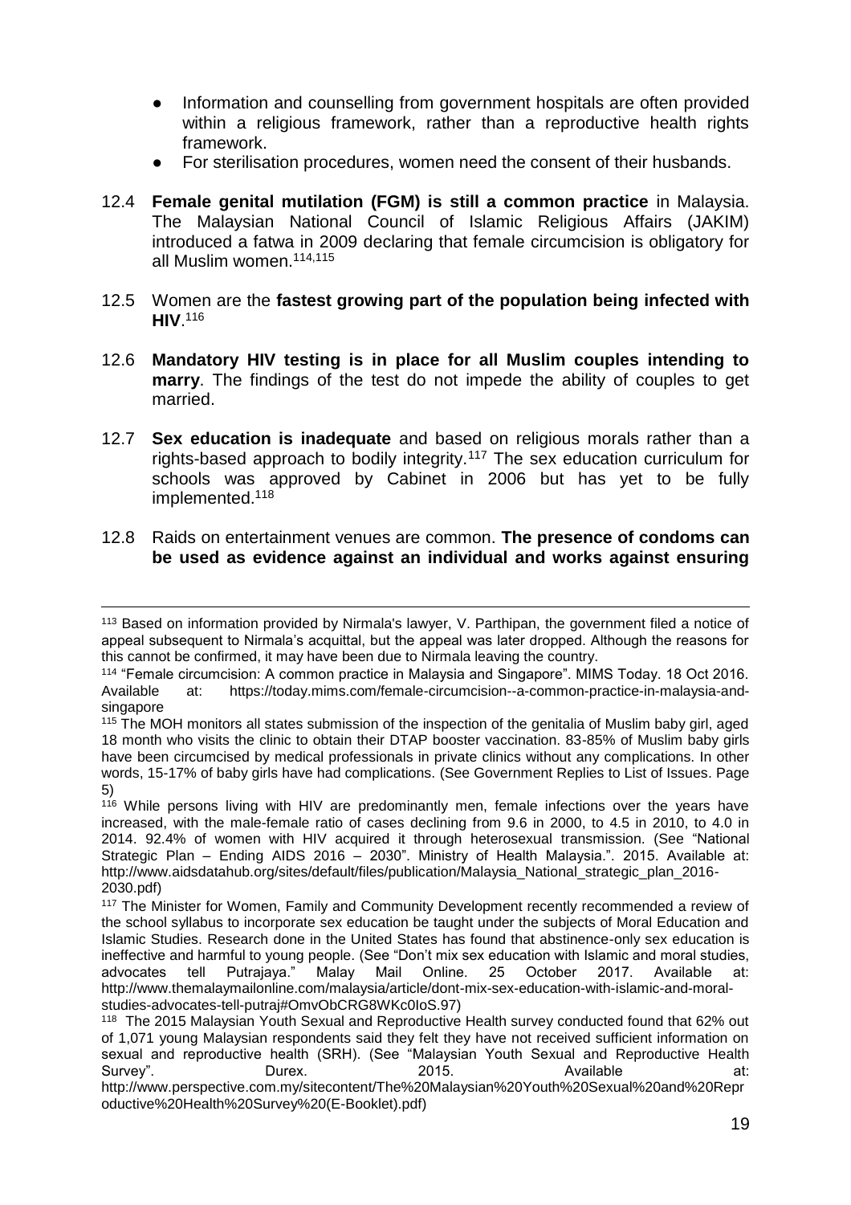- Information and counselling from government hospitals are often provided within a religious framework, rather than a reproductive health rights framework.
- For sterilisation procedures, women need the consent of their husbands.

12.4 **Female genital mutilation (FGM) is still a common practice** in Malaysia. The Malaysian National Council of Islamic Religious Affairs (JAKIM) introduced a fatwa in 2009 declaring that female circumcision is obligatory for all Muslim women.[114,115]

12.5 Women are the **fastest growing part of the population being infected with HIV**.[116]

12.6 **Mandatory HIV testing is in place for all Muslim couples intending to marry**. The findings of the test do not impede the ability of couples to get married.

12.7 **Sex education is inadequate** and based on religious morals rather than a rights-based approach to bodily integrity.[117] The sex education curriculum for schools was approved by Cabinet in 2006 but has yet to be fully implemented.[118]

12.8 Raids on entertainment venues are common. **The presence of condoms can be used as evidence against an individual and works against ensuring**

---

[113] Based on information provided by Nirmala's lawyer, V. Parthipan, the government filed a notice of appeal subsequent to Nirmala's acquittal, but the appeal was later dropped. Although the reasons for this cannot be confirmed, it may have been due to Nirmala leaving the country.

[114] "Female circumcision: A common practice in Malaysia and Singapore". MIMS Today. 18 Oct 2016. Available at: https://today.mims.com/female-circumcision--a-common-practice-in-malaysia-and-singapore

[115] The MOH monitors all states submission of the inspection of the genitalia of Muslim baby girl, aged 18 month who visits the clinic to obtain their DTAP booster vaccination. 83-85% of Muslim baby girls have been circumcised by medical professionals in private clinics without any complications. In other words, 15-17% of baby girls have had complications. (See Government Replies to List of Issues. Page 5)

[116] While persons living with HIV are predominantly men, female infections over the years have increased, with the male-female ratio of cases declining from 9.6 in 2000, to 4.5 in 2010, to 4.0 in 2014. 92.4% of women with HIV acquired it through heterosexual transmission. (See "National Strategic Plan – Ending AIDS 2016 – 2030". Ministry of Health Malaysia.". 2015. Available at: http://www.aidsdatahub.org/sites/default/files/publication/Malaysia_National_strategic_plan_2016-2030.pdf)

[117] The Minister for Women, Family and Community Development recently recommended a review of the school syllabus to incorporate sex education be taught under the subjects of Moral Education and Islamic Studies. Research done in the United States has found that abstinence-only sex education is ineffective and harmful to young people. (See "Don't mix sex education with Islamic and moral studies, advocates tell Putrajaya." Malay Mail Online. 25 October 2017. Available at: http://www.themalaymailonline.com/malaysia/article/dont-mix-sex-education-with-islamic-and-moral-studies-advocates-tell-putraj#OmvObCRG8WKc0IoS.97)

[118] The 2015 Malaysian Youth Sexual and Reproductive Health survey conducted found that 62% out of 1,071 young Malaysian respondents said they felt they have not received sufficient information on sexual and reproductive health (SRH). (See "Malaysian Youth Sexual and Reproductive Health Survey". Durex. 2015. Available at: http://www.perspective.com.my/sitecontent/The%20Malaysian%20Youth%20Sexual%20and%20Reproductive%20Health%20Survey%20(E-Booklet).pdf)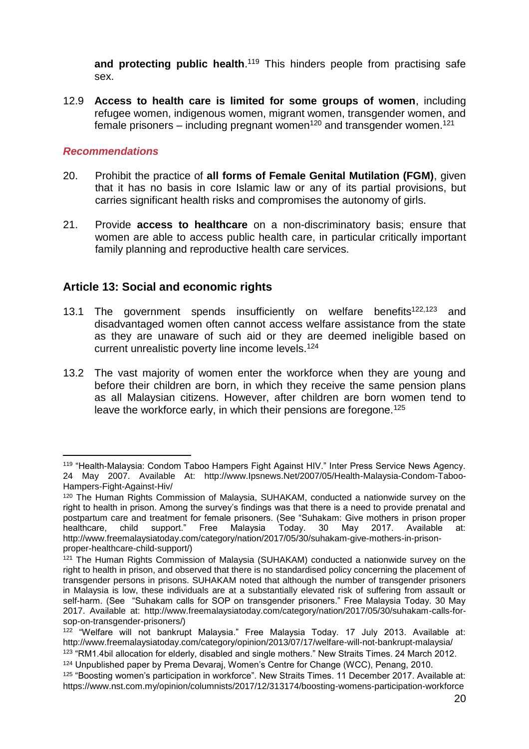**and protecting public health**.[119] This hinders people from practising safe sex.

12.9 **Access to health care is limited for some groups of women**, including refugee women, indigenous women, migrant women, transgender women, and female prisoners – including pregnant women[120] and transgender women.[121]

### *Recommendations*

20. Prohibit the practice of **all forms of Female Genital Mutilation (FGM)**, given that it has no basis in core Islamic law or any of its partial provisions, but carries significant health risks and compromises the autonomy of girls.

21. Provide **access to healthcare** on a non-discriminatory basis; ensure that women are able to access public health care, in particular critically important family planning and reproductive health care services.

## Article 13: Social and economic rights

13.1 The government spends insufficiently on welfare benefits[122,123] and disadvantaged women often cannot access welfare assistance from the state as they are unaware of such aid or they are deemed ineligible based on current unrealistic poverty line income levels.[124]

13.2 The vast majority of women enter the workforce when they are young and before their children are born, in which they receive the same pension plans as all Malaysian citizens. However, after children are born women tend to leave the workforce early, in which their pensions are foregone.[125]

---

[119] "Health-Malaysia: Condom Taboo Hampers Fight Against HIV." Inter Press Service News Agency. 24 May 2007. Available At: http://www.Ipsnews.Net/2007/05/Health-Malaysia-Condom-Taboo-Hampers-Fight-Against-Hiv/

[120] The Human Rights Commission of Malaysia, SUHAKAM, conducted a nationwide survey on the right to health in prison. Among the survey's findings was that there is a need to provide prenatal and postpartum care and treatment for female prisoners. (See "Suhakam: Give mothers in prison proper healthcare, child support." Free Malaysia Today. 30 May 2017. Available at: http://www.freemalaysiatoday.com/category/nation/2017/05/30/suhakam-give-mothers-in-prison-proper-healthcare-child-support/)

[121] The Human Rights Commission of Malaysia (SUHAKAM) conducted a nationwide survey on the right to health in prison, and observed that there is no standardised policy concerning the placement of transgender persons in prisons. SUHAKAM noted that although the number of transgender prisoners in Malaysia is low, these individuals are at a substantially elevated risk of suffering from assault or self-harm. (See "Suhakam calls for SOP on transgender prisoners." Free Malaysia Today. 30 May 2017. Available at: http://www.freemalaysiatoday.com/category/nation/2017/05/30/suhakam-calls-for-sop-on-transgender-prisoners/)

[122] "Welfare will not bankrupt Malaysia." Free Malaysia Today. 17 July 2013. Available at: http://www.freemalaysiatoday.com/category/opinion/2013/07/17/welfare-will-not-bankrupt-malaysia/

[123] "RM1.4bil allocation for elderly, disabled and single mothers." New Straits Times. 24 March 2012.

[124] Unpublished paper by Prema Devaraj, Women's Centre for Change (WCC), Penang, 2010.

[125] "Boosting women's participation in workforce". New Straits Times. 11 December 2017. Available at: https://www.nst.com.my/opinion/columnists/2017/12/313174/boosting-womens-participation-workforce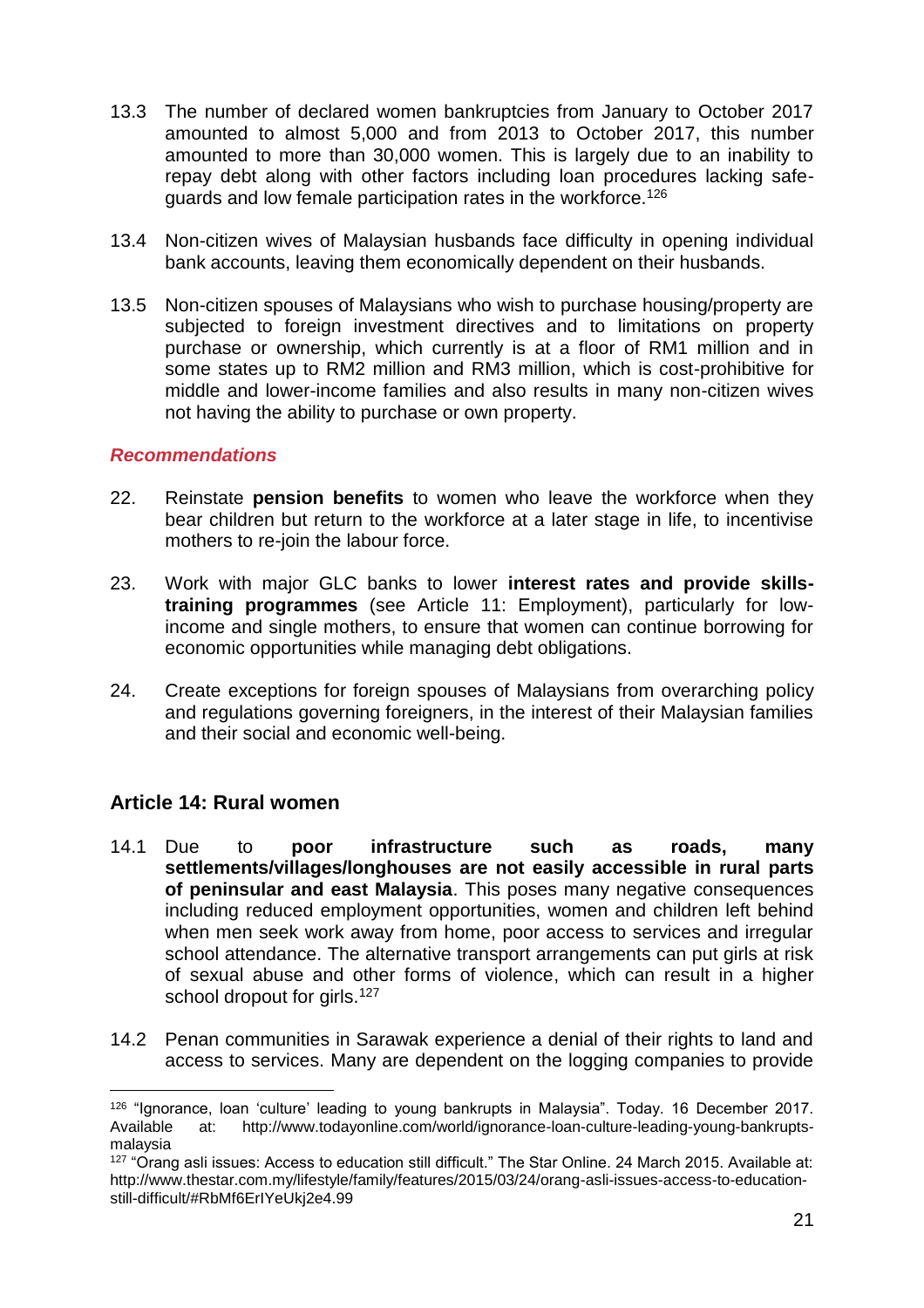13.3 The number of declared women bankruptcies from January to October 2017 amounted to almost 5,000 and from 2013 to October 2017, this number amounted to more than 30,000 women. This is largely due to an inability to repay debt along with other factors including loan procedures lacking safe-guards and low female participation rates in the workforce.[126]

13.4 Non-citizen wives of Malaysian husbands face difficulty in opening individual bank accounts, leaving them economically dependent on their husbands.

13.5 Non-citizen spouses of Malaysians who wish to purchase housing/property are subjected to foreign investment directives and to limitations on property purchase or ownership, which currently is at a floor of RM1 million and in some states up to RM2 million and RM3 million, which is cost-prohibitive for middle and lower-income families and also results in many non-citizen wives not having the ability to purchase or own property.

***Recommendations***

22. Reinstate **pension benefits** to women who leave the workforce when they bear children but return to the workforce at a later stage in life, to incentivise mothers to re-join the labour force.

23. Work with major GLC banks to lower **interest rates and provide skills-training programmes** (see Article 11: Employment), particularly for low-income and single mothers, to ensure that women can continue borrowing for economic opportunities while managing debt obligations.

24. Create exceptions for foreign spouses of Malaysians from overarching policy and regulations governing foreigners, in the interest of their Malaysian families and their social and economic well-being.

## Article 14: Rural women

14.1 Due to **poor infrastructure such as roads, many settlements/villages/longhouses are not easily accessible in rural parts of peninsular and east Malaysia**. This poses many negative consequences including reduced employment opportunities, women and children left behind when men seek work away from home, poor access to services and irregular school attendance. The alternative transport arrangements can put girls at risk of sexual abuse and other forms of violence, which can result in a higher school dropout for girls.[127]

14.2 Penan communities in Sarawak experience a denial of their rights to land and access to services. Many are dependent on the logging companies to provide

---

[126] "Ignorance, loan 'culture' leading to young bankrupts in Malaysia". Today. 16 December 2017. Available at: http://www.todayonline.com/world/ignorance-loan-culture-leading-young-bankrupts-malaysia

[127] "Orang asli issues: Access to education still difficult." The Star Online. 24 March 2015. Available at: http://www.thestar.com.my/lifestyle/family/features/2015/03/24/orang-asli-issues-access-to-education-still-difficult/#RbMf6ErIYeUkj2e4.99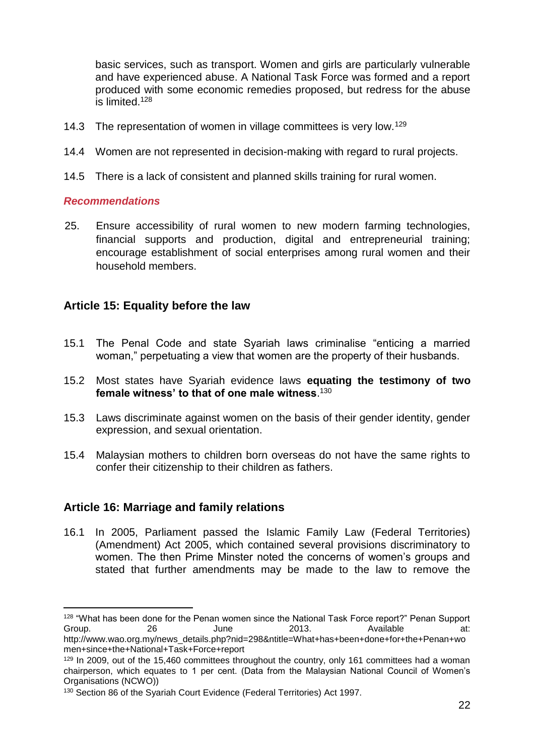basic services, such as transport. Women and girls are particularly vulnerable and have experienced abuse. A National Task Force was formed and a report produced with some economic remedies proposed, but redress for the abuse is limited.[128]

14.3 The representation of women in village committees is very low.[129]

14.4 Women are not represented in decision-making with regard to rural projects.

14.5 There is a lack of consistent and planned skills training for rural women.

***Recommendations***

25. Ensure accessibility of rural women to new modern farming technologies, financial supports and production, digital and entrepreneurial training; encourage establishment of social enterprises among rural women and their household members.

## Article 15: Equality before the law

15.1 The Penal Code and state Syariah laws criminalise "enticing a married woman," perpetuating a view that women are the property of their husbands.

15.2 Most states have Syariah evidence laws **equating the testimony of two female witness' to that of one male witness**.[130]

15.3 Laws discriminate against women on the basis of their gender identity, gender expression, and sexual orientation.

15.4 Malaysian mothers to children born overseas do not have the same rights to confer their citizenship to their children as fathers.

## Article 16: Marriage and family relations

16.1 In 2005, Parliament passed the Islamic Family Law (Federal Territories) (Amendment) Act 2005, which contained several provisions discriminatory to women. The then Prime Minster noted the concerns of women's groups and stated that further amendments may be made to the law to remove the

---

[128] "What has been done for the Penan women since the National Task Force report?" Penan Support Group. 26 June 2013. Available at: http://www.wao.org.my/news_details.php?nid=298&ntitle=What+has+been+done+for+the+Penan+women+since+the+National+Task+Force+report

[129] In 2009, out of the 15,460 committees throughout the country, only 161 committees had a woman chairperson, which equates to 1 per cent. (Data from the Malaysian National Council of Women's Organisations (NCWO))

[130] Section 86 of the Syariah Court Evidence (Federal Territories) Act 1997.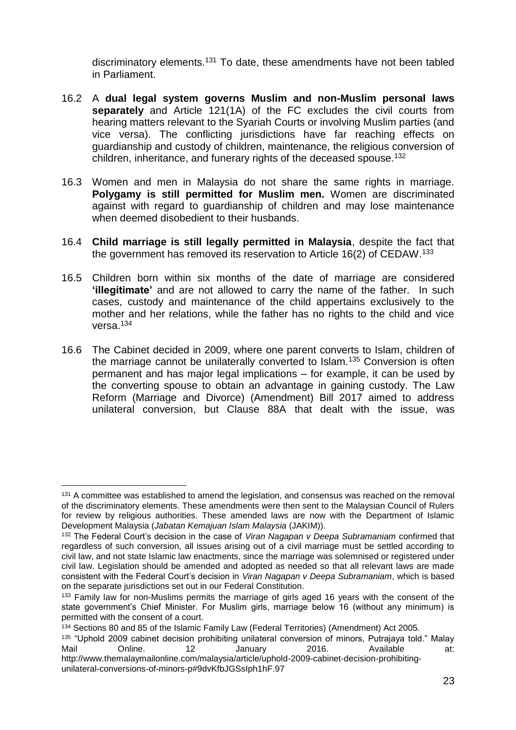discriminatory elements.[131] To date, these amendments have not been tabled in Parliament.

16.2 A **dual legal system governs Muslim and non-Muslim personal laws separately** and Article 121(1A) of the FC excludes the civil courts from hearing matters relevant to the Syariah Courts or involving Muslim parties (and vice versa). The conflicting jurisdictions have far reaching effects on guardianship and custody of children, maintenance, the religious conversion of children, inheritance, and funerary rights of the deceased spouse.[132]

16.3 Women and men in Malaysia do not share the same rights in marriage. **Polygamy is still permitted for Muslim men.** Women are discriminated against with regard to guardianship of children and may lose maintenance when deemed disobedient to their husbands.

16.4 **Child marriage is still legally permitted in Malaysia**, despite the fact that the government has removed its reservation to Article 16(2) of CEDAW.[133]

16.5 Children born within six months of the date of marriage are considered **'illegitimate'** and are not allowed to carry the name of the father. In such cases, custody and maintenance of the child appertains exclusively to the mother and her relations, while the father has no rights to the child and vice versa.[134]

16.6 The Cabinet decided in 2009, where one parent converts to Islam, children of the marriage cannot be unilaterally converted to Islam.[135] Conversion is often permanent and has major legal implications – for example, it can be used by the converting spouse to obtain an advantage in gaining custody. The Law Reform (Marriage and Divorce) (Amendment) Bill 2017 aimed to address unilateral conversion, but Clause 88A that dealt with the issue, was

---

[131] A committee was established to amend the legislation, and consensus was reached on the removal of the discriminatory elements. These amendments were then sent to the Malaysian Council of Rulers for review by religious authorities. These amended laws are now with the Department of Islamic Development Malaysia (*Jabatan Kemajuan Islam Malaysia* (JAKIM)).

[132] The Federal Court's decision in the case of *Viran Nagapan v Deepa Subramaniam* confirmed that regardless of such conversion, all issues arising out of a civil marriage must be settled according to civil law, and not state Islamic law enactments, since the marriage was solemnised or registered under civil law. Legislation should be amended and adopted as needed so that all relevant laws are made consistent with the Federal Court's decision in *Viran Nagapan v Deepa Subramaniam*, which is based on the separate jurisdictions set out in our Federal Constitution.

[133] Family law for non-Muslims permits the marriage of girls aged 16 years with the consent of the state government's Chief Minister. For Muslim girls, marriage below 16 (without any minimum) is permitted with the consent of a court.

[134] Sections 80 and 85 of the Islamic Family Law (Federal Territories) (Amendment) Act 2005.

[135] "Uphold 2009 cabinet decision prohibiting unilateral conversion of minors, Putrajaya told." Malay Mail Online. 12 January 2016. Available at: http://www.themalaymailonline.com/malaysia/article/uphold-2009-cabinet-decision-prohibiting-unilateral-conversions-of-minors-p#9dvKfbJGSsIph1hF.97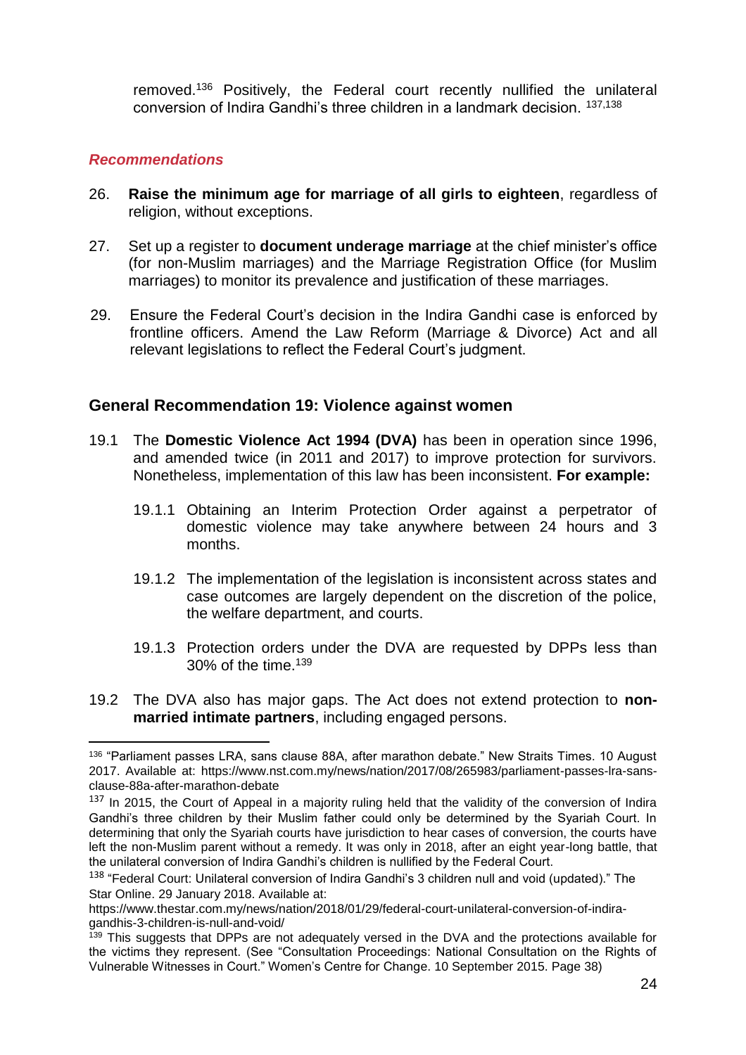removed.[136] Positively, the Federal court recently nullified the unilateral conversion of Indira Gandhi's three children in a landmark decision. [137,138]

### *Recommendations*

26. **Raise the minimum age for marriage of all girls to eighteen**, regardless of religion, without exceptions.

27. Set up a register to **document underage marriage** at the chief minister's office (for non-Muslim marriages) and the Marriage Registration Office (for Muslim marriages) to monitor its prevalence and justification of these marriages.

29. Ensure the Federal Court's decision in the Indira Gandhi case is enforced by frontline officers. Amend the Law Reform (Marriage & Divorce) Act and all relevant legislations to reflect the Federal Court's judgment.

## General Recommendation 19: Violence against women

19.1 The **Domestic Violence Act 1994 (DVA)** has been in operation since 1996, and amended twice (in 2011 and 2017) to improve protection for survivors. Nonetheless, implementation of this law has been inconsistent. **For example:**

19.1.1 Obtaining an Interim Protection Order against a perpetrator of domestic violence may take anywhere between 24 hours and 3 months.

19.1.2 The implementation of the legislation is inconsistent across states and case outcomes are largely dependent on the discretion of the police, the welfare department, and courts.

19.1.3 Protection orders under the DVA are requested by DPPs less than 30% of the time.[139]

19.2 The DVA also has major gaps. The Act does not extend protection to **non-married intimate partners**, including engaged persons.

---

[136] "Parliament passes LRA, sans clause 88A, after marathon debate." New Straits Times. 10 August 2017. Available at: https://www.nst.com.my/news/nation/2017/08/265983/parliament-passes-lra-sans-clause-88a-after-marathon-debate

[137] In 2015, the Court of Appeal in a majority ruling held that the validity of the conversion of Indira Gandhi's three children by their Muslim father could only be determined by the Syariah Court. In determining that only the Syariah courts have jurisdiction to hear cases of conversion, the courts have left the non-Muslim parent without a remedy. It was only in 2018, after an eight year-long battle, that the unilateral conversion of Indira Gandhi's children is nullified by the Federal Court.

[138] "Federal Court: Unilateral conversion of Indira Gandhi's 3 children null and void (updated)." The Star Online. 29 January 2018. Available at: https://www.thestar.com.my/news/nation/2018/01/29/federal-court-unilateral-conversion-of-indira-gandhis-3-children-is-null-and-void/

[139] This suggests that DPPs are not adequately versed in the DVA and the protections available for the victims they represent. (See "Consultation Proceedings: National Consultation on the Rights of Vulnerable Witnesses in Court." Women's Centre for Change. 10 September 2015. Page 38)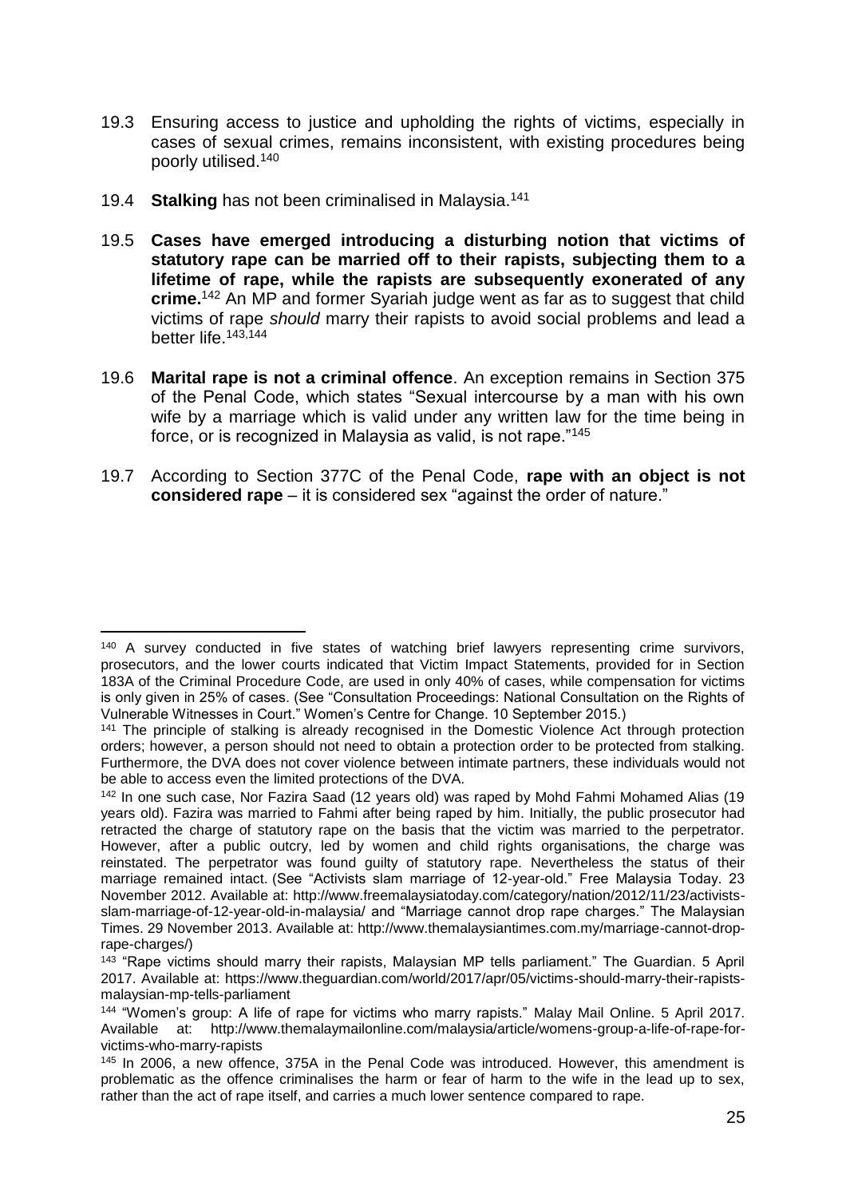19.3 Ensuring access to justice and upholding the rights of victims, especially in cases of sexual crimes, remains inconsistent, with existing procedures being poorly utilised.[140]

19.4 **Stalking** has not been criminalised in Malaysia.[141]

19.5 **Cases have emerged introducing a disturbing notion that victims of statutory rape can be married off to their rapists, subjecting them to a lifetime of rape, while the rapists are subsequently exonerated of any crime.**[142] An MP and former Syariah judge went as far as to suggest that child victims of rape *should* marry their rapists to avoid social problems and lead a better life.[143,144]

19.6 **Marital rape is not a criminal offence**. An exception remains in Section 375 of the Penal Code, which states "Sexual intercourse by a man with his own wife by a marriage which is valid under any written law for the time being in force, or is recognized in Malaysia as valid, is not rape."[145]

19.7 According to Section 377C of the Penal Code, **rape with an object is not considered rape** – it is considered sex "against the order of nature."

---

[140] A survey conducted in five states of watching brief lawyers representing crime survivors, prosecutors, and the lower courts indicated that Victim Impact Statements, provided for in Section 183A of the Criminal Procedure Code, are used in only 40% of cases, while compensation for victims is only given in 25% of cases. (See "Consultation Proceedings: National Consultation on the Rights of Vulnerable Witnesses in Court." Women's Centre for Change. 10 September 2015.)

[141] The principle of stalking is already recognised in the Domestic Violence Act through protection orders; however, a person should not need to obtain a protection order to be protected from stalking. Furthermore, the DVA does not cover violence between intimate partners, these individuals would not be able to access even the limited protections of the DVA.

[142] In one such case, Nor Fazira Saad (12 years old) was raped by Mohd Fahmi Mohamed Alias (19 years old). Fazira was married to Fahmi after being raped by him. Initially, the public prosecutor had retracted the charge of statutory rape on the basis that the victim was married to the perpetrator. However, after a public outcry, led by women and child rights organisations, the charge was reinstated. The perpetrator was found guilty of statutory rape. Nevertheless the status of their marriage remained intact. (See "Activists slam marriage of 12-year-old." Free Malaysia Today. 23 November 2012. Available at: http://www.freemalaysiatoday.com/category/nation/2012/11/23/activists-slam-marriage-of-12-year-old-in-malaysia/ and "Marriage cannot drop rape charges." The Malaysian Times. 29 November 2013. Available at: http://www.themalaysiantimes.com.my/marriage-cannot-drop-rape-charges/)

[143] "Rape victims should marry their rapists, Malaysian MP tells parliament." The Guardian. 5 April 2017. Available at: https://www.theguardian.com/world/2017/apr/05/victims-should-marry-their-rapists-malaysian-mp-tells-parliament

[144] "Women's group: A life of rape for victims who marry rapists." Malay Mail Online. 5 April 2017. Available at: http://www.themalaymailonline.com/malaysia/article/womens-group-a-life-of-rape-for-victims-who-marry-rapists

[145] In 2006, a new offence, 375A in the Penal Code was introduced. However, this amendment is problematic as the offence criminalises the harm or fear of harm to the wife in the lead up to sex, rather than the act of rape itself, and carries a much lower sentence compared to rape.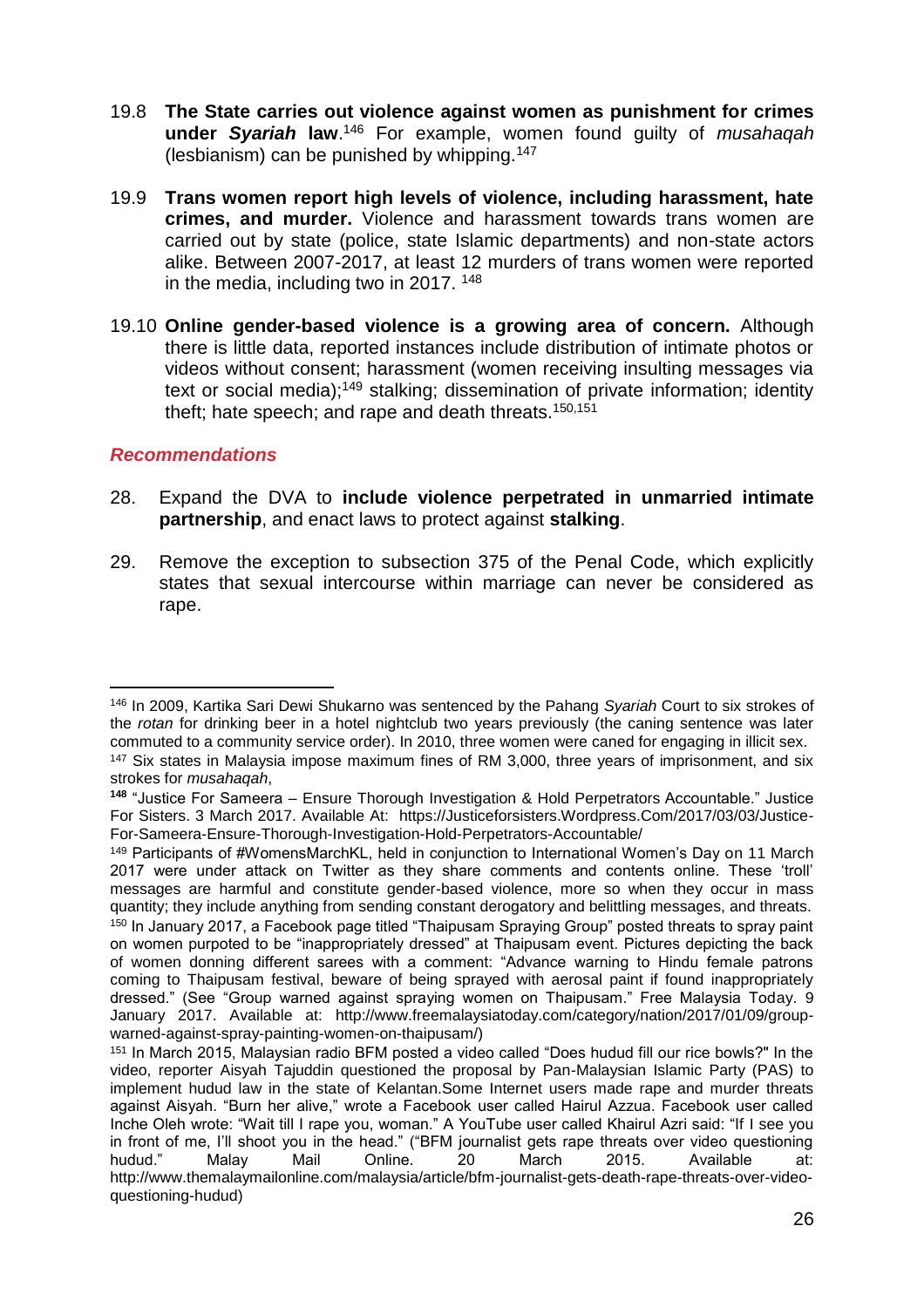19.8 **The State carries out violence against women as punishment for crimes under *Syariah* law**.[146] For example, women found guilty of *musahaqah* (lesbianism) can be punished by whipping.[147]

19.9 **Trans women report high levels of violence, including harassment, hate crimes, and murder.** Violence and harassment towards trans women are carried out by state (police, state Islamic departments) and non-state actors alike. Between 2007-2017, at least 12 murders of trans women were reported in the media, including two in 2017. [148]

19.10 **Online gender-based violence is a growing area of concern.** Although there is little data, reported instances include distribution of intimate photos or videos without consent; harassment (women receiving insulting messages via text or social media);[149] stalking; dissemination of private information; identity theft; hate speech; and rape and death threats.[150,151]

### *Recommendations*

28. Expand the DVA to **include violence perpetrated in unmarried intimate partnership**, and enact laws to protect against **stalking**.

29. Remove the exception to subsection 375 of the Penal Code, which explicitly states that sexual intercourse within marriage can never be considered as rape.

---

[146] In 2009, Kartika Sari Dewi Shukarno was sentenced by the Pahang *Syariah* Court to six strokes of the *rotan* for drinking beer in a hotel nightclub two years previously (the caning sentence was later commuted to a community service order). In 2010, three women were caned for engaging in illicit sex.

[147] Six states in Malaysia impose maximum fines of RM 3,000, three years of imprisonment, and six strokes for *musahaqah*,

**[148]** "Justice For Sameera – Ensure Thorough Investigation & Hold Perpetrators Accountable." Justice For Sisters. 3 March 2017. Available At: https://Justiceforsisters.Wordpress.Com/2017/03/03/Justice-For-Sameera-Ensure-Thorough-Investigation-Hold-Perpetrators-Accountable/

[149] Participants of #WomensMarchKL, held in conjunction to International Women's Day on 11 March 2017 were under attack on Twitter as they share comments and contents online. These 'troll' messages are harmful and constitute gender-based violence, more so when they occur in mass quantity; they include anything from sending constant derogatory and belittling messages, and threats.

[150] In January 2017, a Facebook page titled "Thaipusam Spraying Group" posted threats to spray paint on women purpoted to be "inappropriately dressed" at Thaipusam event. Pictures depicting the back of women donning different sarees with a comment: "Advance warning to Hindu female patrons coming to Thaipusam festival, beware of being sprayed with aerosal paint if found inappropriately dressed." (See "Group warned against spraying women on Thaipusam." Free Malaysia Today. 9 January 2017. Available at: http://www.freemalaysiatoday.com/category/nation/2017/01/09/group-warned-against-spray-painting-women-on-thaipusam/)

[151] In March 2015, Malaysian radio BFM posted a video called "Does hudud fill our rice bowls?" In the video, reporter Aisyah Tajuddin questioned the proposal by Pan-Malaysian Islamic Party (PAS) to implement hudud law in the state of Kelantan.Some Internet users made rape and murder threats against Aisyah. "Burn her alive," wrote a Facebook user called Hairul Azzua. Facebook user called Inche Oleh wrote: "Wait till I rape you, woman." A YouTube user called Khairul Azri said: "If I see you in front of me, I'll shoot you in the head." ("BFM journalist gets rape threats over video questioning hudud." Malay Mail Online. 20 March 2015. Available at: http://www.themalaymailonline.com/malaysia/article/bfm-journalist-gets-death-rape-threats-over-video-questioning-hudud)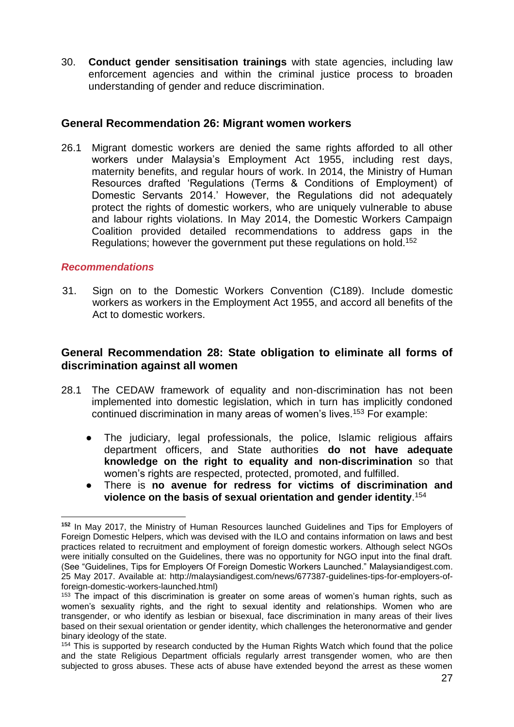30. **Conduct gender sensitisation trainings** with state agencies, including law enforcement agencies and within the criminal justice process to broaden understanding of gender and reduce discrimination.

### General Recommendation 26: Migrant women workers

26.1 Migrant domestic workers are denied the same rights afforded to all other workers under Malaysia's Employment Act 1955, including rest days, maternity benefits, and regular hours of work. In 2014, the Ministry of Human Resources drafted 'Regulations (Terms & Conditions of Employment) of Domestic Servants 2014.' However, the Regulations did not adequately protect the rights of domestic workers, who are uniquely vulnerable to abuse and labour rights violations. In May 2014, the Domestic Workers Campaign Coalition provided detailed recommendations to address gaps in the Regulations; however the government put these regulations on hold.[152]

#### *Recommendations*

31. Sign on to the Domestic Workers Convention (C189). Include domestic workers as workers in the Employment Act 1955, and accord all benefits of the Act to domestic workers.

### General Recommendation 28: State obligation to eliminate all forms of discrimination against all women

28.1 The CEDAW framework of equality and non-discrimination has not been implemented into domestic legislation, which in turn has implicitly condoned continued discrimination in many areas of women's lives.[153] For example:

- The judiciary, legal professionals, the police, Islamic religious affairs department officers, and State authorities **do not have adequate knowledge on the right to equality and non-discrimination** so that women's rights are respected, protected, promoted, and fulfilled.
- There is **no avenue for redress for victims of discrimination and violence on the basis of sexual orientation and gender identity**.[154]

---

[152] In May 2017, the Ministry of Human Resources launched Guidelines and Tips for Employers of Foreign Domestic Helpers, which was devised with the ILO and contains information on laws and best practices related to recruitment and employment of foreign domestic workers. Although select NGOs were initially consulted on the Guidelines, there was no opportunity for NGO input into the final draft. (See "Guidelines, Tips for Employers Of Foreign Domestic Workers Launched." Malaysiandigest.com. 25 May 2017. Available at: http://malaysiandigest.com/news/677387-guidelines-tips-for-employers-of-foreign-domestic-workers-launched.html)

[153] The impact of this discrimination is greater on some areas of women's human rights, such as women's sexuality rights, and the right to sexual identity and relationships. Women who are transgender, or who identify as lesbian or bisexual, face discrimination in many areas of their lives based on their sexual orientation or gender identity, which challenges the heteronormative and gender binary ideology of the state.

[154] This is supported by research conducted by the Human Rights Watch which found that the police and the state Religious Department officials regularly arrest transgender women, who are then subjected to gross abuses. These acts of abuse have extended beyond the arrest as these women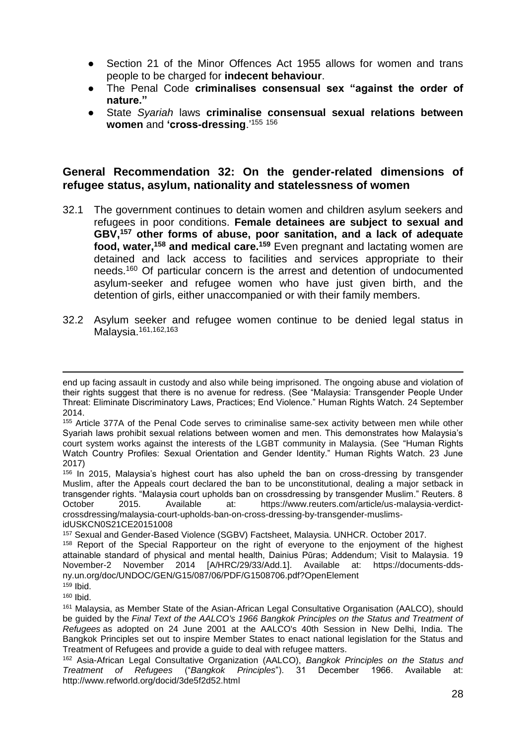- Section 21 of the Minor Offences Act 1955 allows for women and trans people to be charged for **indecent behaviour**.
- The Penal Code **criminalises consensual sex "against the order of nature."**
- State *Syariah* laws **criminalise consensual sexual relations between women** and **'cross-dressing**.'[155] [156]

## General Recommendation 32: On the gender-related dimensions of refugee status, asylum, nationality and statelessness of women

32.1 The government continues to detain women and children asylum seekers and refugees in poor conditions. **Female detainees are subject to sexual and GBV,[157] other forms of abuse, poor sanitation, and a lack of adequate food, water,[158] and medical care.[159]** Even pregnant and lactating women are detained and lack access to facilities and services appropriate to their needs.[160] Of particular concern is the arrest and detention of undocumented asylum-seeker and refugee women who have just given birth, and the detention of girls, either unaccompanied or with their family members.

32.2 Asylum seeker and refugee women continue to be denied legal status in Malaysia.[161,162,163]

---

end up facing assault in custody and also while being imprisoned. The ongoing abuse and violation of their rights suggest that there is no avenue for redress. (See "Malaysia: Transgender People Under Threat: Eliminate Discriminatory Laws, Practices; End Violence." Human Rights Watch. 24 September 2014.

[155] Article 377A of the Penal Code serves to criminalise same-sex activity between men while other Syariah laws prohibit sexual relations between women and men. This demonstrates how Malaysia's court system works against the interests of the LGBT community in Malaysia. (See "Human Rights Watch Country Profiles: Sexual Orientation and Gender Identity." Human Rights Watch. 23 June 2017)

[156] In 2015, Malaysia's highest court has also upheld the ban on cross-dressing by transgender Muslim, after the Appeals court declared the ban to be unconstitutional, dealing a major setback in transgender rights. "Malaysia court upholds ban on crossdressing by transgender Muslim." Reuters. 8 October 2015. Available at: https://www.reuters.com/article/us-malaysia-verdict-crossdressing/malaysia-court-upholds-ban-on-cross-dressing-by-transgender-muslims-idUSKCN0S21CE20151008

[157] Sexual and Gender-Based Violence (SGBV) Factsheet, Malaysia. UNHCR. October 2017.

[158] Report of the Special Rapporteur on the right of everyone to the enjoyment of the highest attainable standard of physical and mental health, Dainius Pūras; Addendum; Visit to Malaysia. 19 November-2 November 2014 [A/HRC/29/33/Add.1]. Available at: https://documents-dds-ny.un.org/doc/UNDOC/GEN/G15/087/06/PDF/G1508706.pdf?OpenElement

[159] Ibid.

[160] Ibid.

[161] Malaysia, as Member State of the Asian-African Legal Consultative Organisation (AALCO), should be guided by the *Final Text of the AALCO's 1966 Bangkok Principles on the Status and Treatment of Refugees* as adopted on 24 June 2001 at the AALCO's 40th Session in New Delhi, India. The Bangkok Principles set out to inspire Member States to enact national legislation for the Status and Treatment of Refugees and provide a guide to deal with refugee matters.

[162] Asia-African Legal Consultative Organization (AALCO), *Bangkok Principles on the Status and Treatment of Refugees* ("*Bangkok Principles*"). 31 December 1966. Available at: http://www.refworld.org/docid/3de5f2d52.html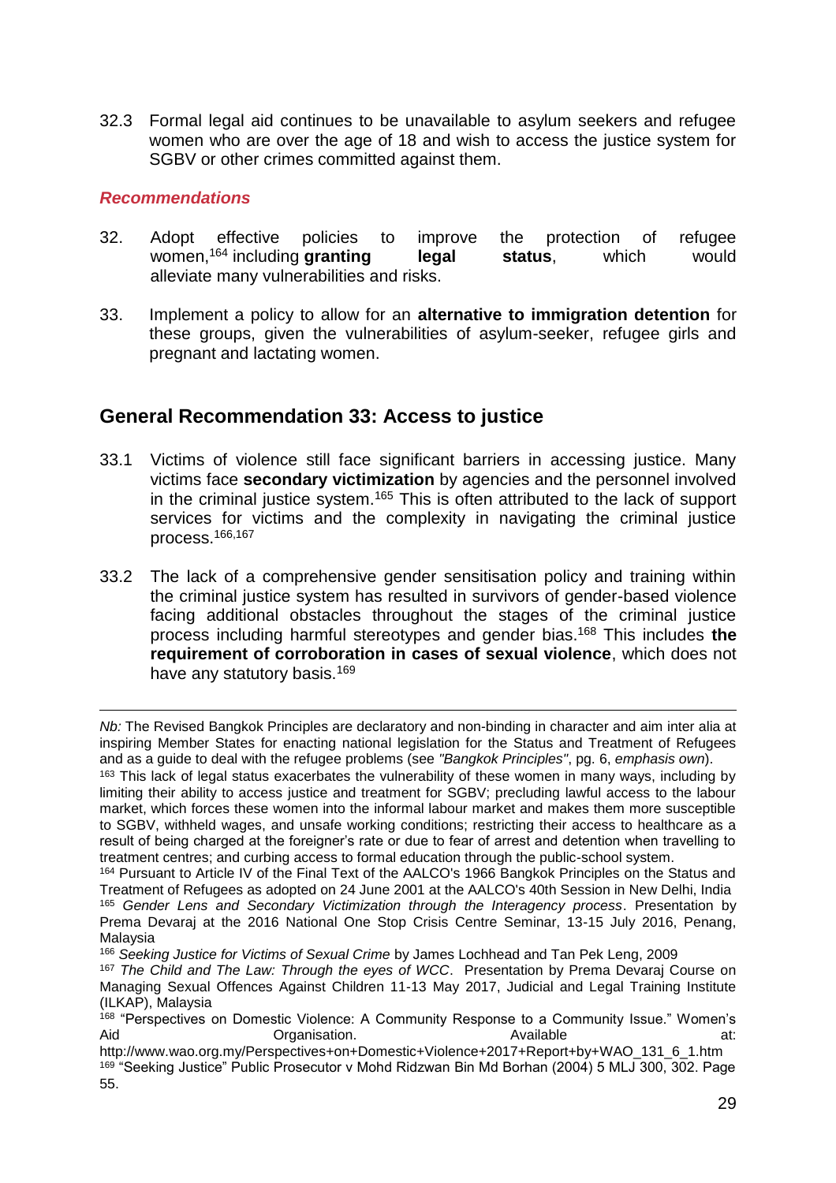32.3 Formal legal aid continues to be unavailable to asylum seekers and refugee women who are over the age of 18 and wish to access the justice system for SGBV or other crimes committed against them.

***Recommendations***

32. Adopt effective policies to improve the protection of refugee women,[164] including **granting legal status**, which would alleviate many vulnerabilities and risks.

33. Implement a policy to allow for an **alternative to immigration detention** for these groups, given the vulnerabilities of asylum-seeker, refugee girls and pregnant and lactating women.

## General Recommendation 33: Access to justice

33.1 Victims of violence still face significant barriers in accessing justice. Many victims face **secondary victimization** by agencies and the personnel involved in the criminal justice system.[165] This is often attributed to the lack of support services for victims and the complexity in navigating the criminal justice process.[166,167]

33.2 The lack of a comprehensive gender sensitisation policy and training within the criminal justice system has resulted in survivors of gender-based violence facing additional obstacles throughout the stages of the criminal justice process including harmful stereotypes and gender bias.[168] This includes **the requirement of corroboration in cases of sexual violence**, which does not have any statutory basis.[169]

---

*Nb:* The Revised Bangkok Principles are declaratory and non-binding in character and aim inter alia at inspiring Member States for enacting national legislation for the Status and Treatment of Refugees and as a guide to deal with the refugee problems (see *"Bangkok Principles"*, pg. 6, *emphasis own*).

[163] This lack of legal status exacerbates the vulnerability of these women in many ways, including by limiting their ability to access justice and treatment for SGBV; precluding lawful access to the labour market, which forces these women into the informal labour market and makes them more susceptible to SGBV, withheld wages, and unsafe working conditions; restricting their access to healthcare as a result of being charged at the foreigner's rate or due to fear of arrest and detention when travelling to treatment centres; and curbing access to formal education through the public-school system.

[164] Pursuant to Article IV of the Final Text of the AALCO's 1966 Bangkok Principles on the Status and Treatment of Refugees as adopted on 24 June 2001 at the AALCO's 40th Session in New Delhi, India

[165] *Gender Lens and Secondary Victimization through the Interagency process*. Presentation by Prema Devaraj at the 2016 National One Stop Crisis Centre Seminar, 13-15 July 2016, Penang, Malaysia

[166] *Seeking Justice for Victims of Sexual Crime* by James Lochhead and Tan Pek Leng, 2009

[167] *The Child and The Law: Through the eyes of WCC*. Presentation by Prema Devaraj Course on Managing Sexual Offences Against Children 11-13 May 2017, Judicial and Legal Training Institute (ILKAP), Malaysia

[168] "Perspectives on Domestic Violence: A Community Response to a Community Issue." Women's Aid Organisation. Available at: http://www.wao.org.my/Perspectives+on+Domestic+Violence+2017+Report+by+WAO_131_6_1.htm

[169] "Seeking Justice" Public Prosecutor v Mohd Ridzwan Bin Md Borhan (2004) 5 MLJ 300, 302. Page 55.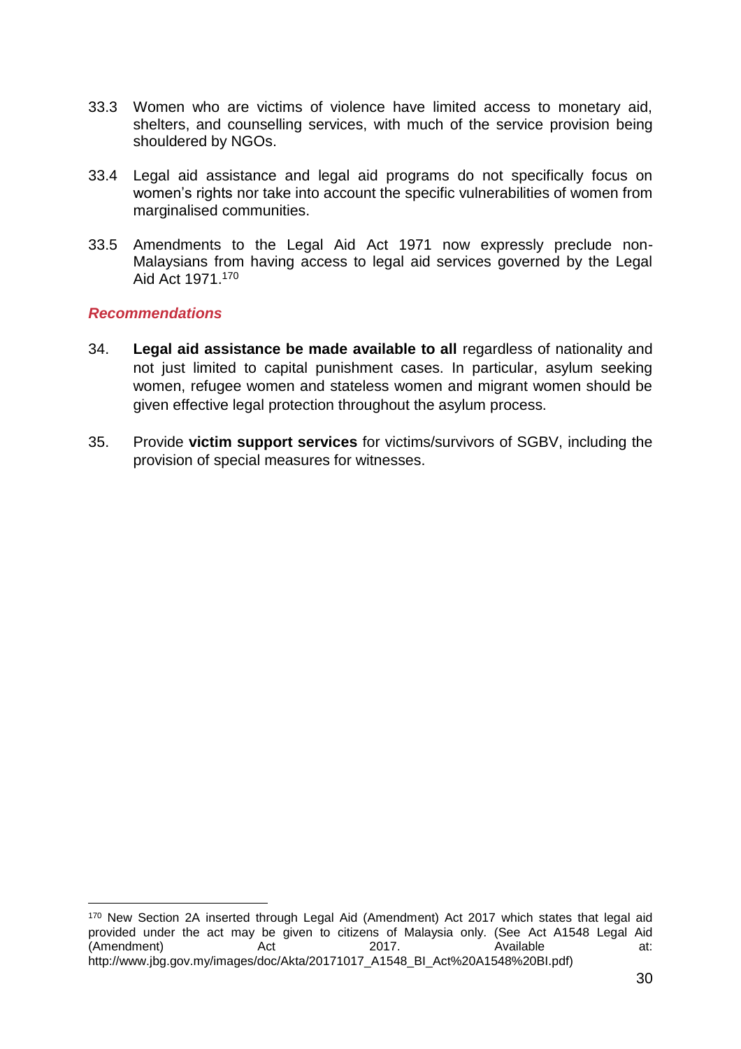33.3 Women who are victims of violence have limited access to monetary aid, shelters, and counselling services, with much of the service provision being shouldered by NGOs.

33.4 Legal aid assistance and legal aid programs do not specifically focus on women's rights nor take into account the specific vulnerabilities of women from marginalised communities.

33.5 Amendments to the Legal Aid Act 1971 now expressly preclude non-Malaysians from having access to legal aid services governed by the Legal Aid Act 1971.[170]

***Recommendations***

34. **Legal aid assistance be made available to all** regardless of nationality and not just limited to capital punishment cases. In particular, asylum seeking women, refugee women and stateless women and migrant women should be given effective legal protection throughout the asylum process.

35. Provide **victim support services** for victims/survivors of SGBV, including the provision of special measures for witnesses.

---

[170] New Section 2A inserted through Legal Aid (Amendment) Act 2017 which states that legal aid provided under the act may be given to citizens of Malaysia only. (See Act A1548 Legal Aid (Amendment) Act 2017. Available at: http://www.jbg.gov.my/images/doc/Akta/20171017_A1548_BI_Act%20A1548%20BI.pdf)